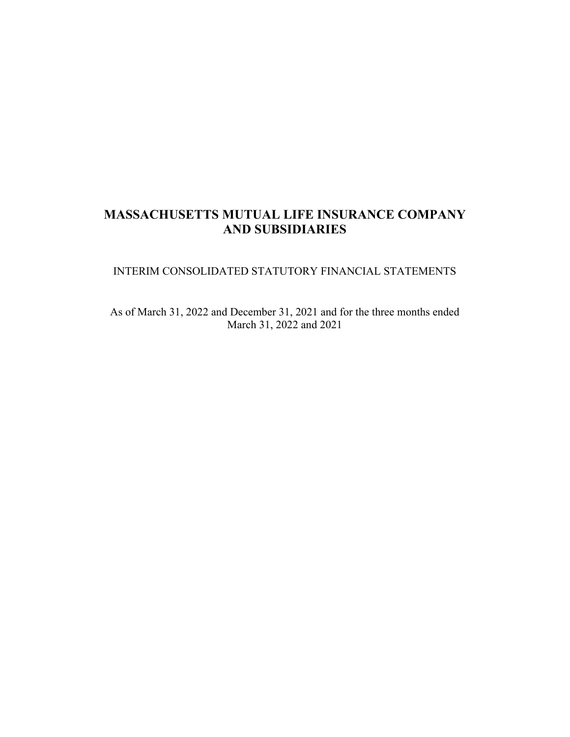# MASSACHUSETTS MUTUAL LIFE INSURANCE COMPANY AND SUBSIDIARIES

INTERIM CONSOLIDATED STATUTORY FINANCIAL STATEMENTS

As of March 31, 2022 and December 31, 2021 and for the three months ended March 31, 2022 and 2021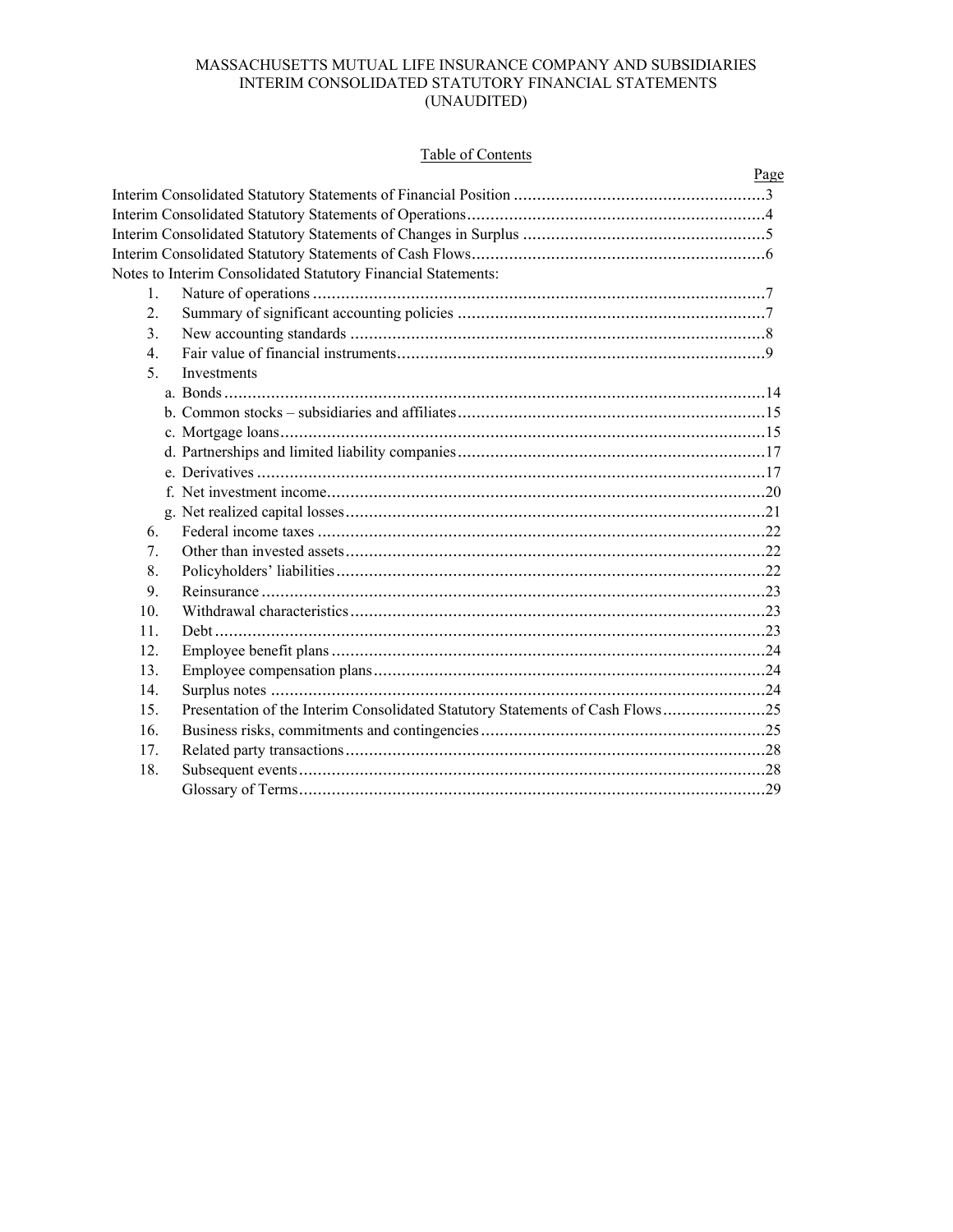MASSACHUSETTS MUTUAL LIFE INSURANCE COMPANY AND SUBSIDIARIES
INTERIM CONSOLIDATED STATUTORY FINANCIAL STATEMENTS
(UNAUDITED)

## Table of Contents

| | | Page |
|---|---|---|
| Interim Consolidated Statutory Statements of Financial Position | | 3 |
| Interim Consolidated Statutory Statements of Operations | | 4 |
| Interim Consolidated Statutory Statements of Changes in Surplus | | 5 |
| Interim Consolidated Statutory Statements of Cash Flows | | 6 |
| Notes to Interim Consolidated Statutory Financial Statements: | | |
| 1. | Nature of operations | 7 |
| 2. | Summary of significant accounting policies | 7 |
| 3. | New accounting standards | 8 |
| 4. | Fair value of financial instruments | 9 |
| 5. | Investments | |
| | a. Bonds | 14 |
| | b. Common stocks – subsidiaries and affiliates | 15 |
| | c. Mortgage loans | 15 |
| | d. Partnerships and limited liability companies | 17 |
| | e. Derivatives | 17 |
| | f. Net investment income | 20 |
| | g. Net realized capital losses | 21 |
| 6. | Federal income taxes | 22 |
| 7. | Other than invested assets | 22 |
| 8. | Policyholders' liabilities | 22 |
| 9. | Reinsurance | 23 |
| 10. | Withdrawal characteristics | 23 |
| 11. | Debt | 23 |
| 12. | Employee benefit plans | 24 |
| 13. | Employee compensation plans | 24 |
| 14. | Surplus notes | 24 |
| 15. | Presentation of the Interim Consolidated Statutory Statements of Cash Flows | 25 |
| 16. | Business risks, commitments and contingencies | 25 |
| 17. | Related party transactions | 28 |
| 18. | Subsequent events | 28 |
| | Glossary of Terms | 29 |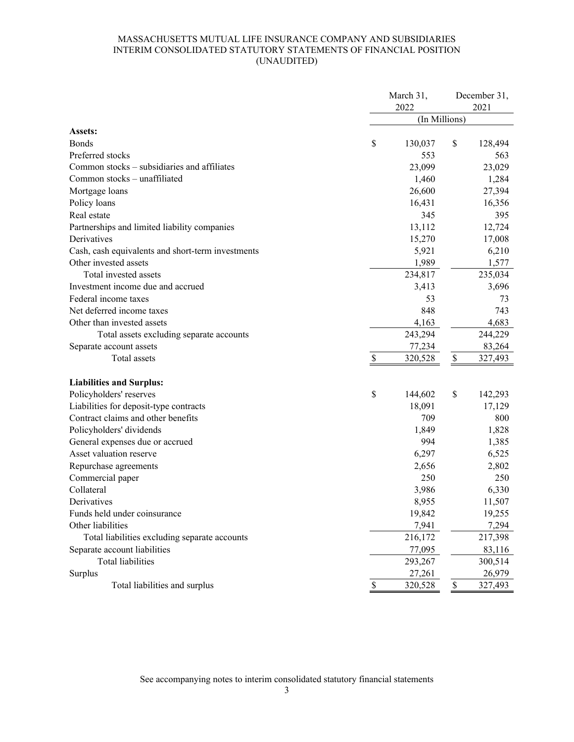# MASSACHUSETTS MUTUAL LIFE INSURANCE COMPANY AND SUBSIDIARIES
## INTERIM CONSOLIDATED STATUTORY STATEMENTS OF FINANCIAL POSITION
### (UNAUDITED)

| | March 31, 2022 | December 31, 2021 |
|---|---|---|
| | (In Millions) | |
| **Assets:** | | |
| Bonds | $ 130,037 | $ 128,494 |
| Preferred stocks | 553 | 563 |
| Common stocks – subsidiaries and affiliates | 23,099 | 23,029 |
| Common stocks – unaffiliated | 1,460 | 1,284 |
| Mortgage loans | 26,600 | 27,394 |
| Policy loans | 16,431 | 16,356 |
| Real estate | 345 | 395 |
| Partnerships and limited liability companies | 13,112 | 12,724 |
| Derivatives | 15,270 | 17,008 |
| Cash, cash equivalents and short-term investments | 5,921 | 6,210 |
| Other invested assets | 1,989 | 1,577 |
| Total invested assets | 234,817 | 235,034 |
| Investment income due and accrued | 3,413 | 3,696 |
| Federal income taxes | 53 | 73 |
| Net deferred income taxes | 848 | 743 |
| Other than invested assets | 4,163 | 4,683 |
| Total assets excluding separate accounts | 243,294 | 244,229 |
| Separate account assets | 77,234 | 83,264 |
| Total assets | $ 320,528 | $ 327,493 |
| **Liabilities and Surplus:** | | |
| Policyholders' reserves | $ 144,602 | $ 142,293 |
| Liabilities for deposit-type contracts | 18,091 | 17,129 |
| Contract claims and other benefits | 709 | 800 |
| Policyholders' dividends | 1,849 | 1,828 |
| General expenses due or accrued | 994 | 1,385 |
| Asset valuation reserve | 6,297 | 6,525 |
| Repurchase agreements | 2,656 | 2,802 |
| Commercial paper | 250 | 250 |
| Collateral | 3,986 | 6,330 |
| Derivatives | 8,955 | 11,507 |
| Funds held under coinsurance | 19,842 | 19,255 |
| Other liabilities | 7,941 | 7,294 |
| Total liabilities excluding separate accounts | 216,172 | 217,398 |
| Separate account liabilities | 77,095 | 83,116 |
| Total liabilities | 293,267 | 300,514 |
| Surplus | 27,261 | 26,979 |
| Total liabilities and surplus | $ 320,528 | $ 327,493 |

See accompanying notes to interim consolidated statutory financial statements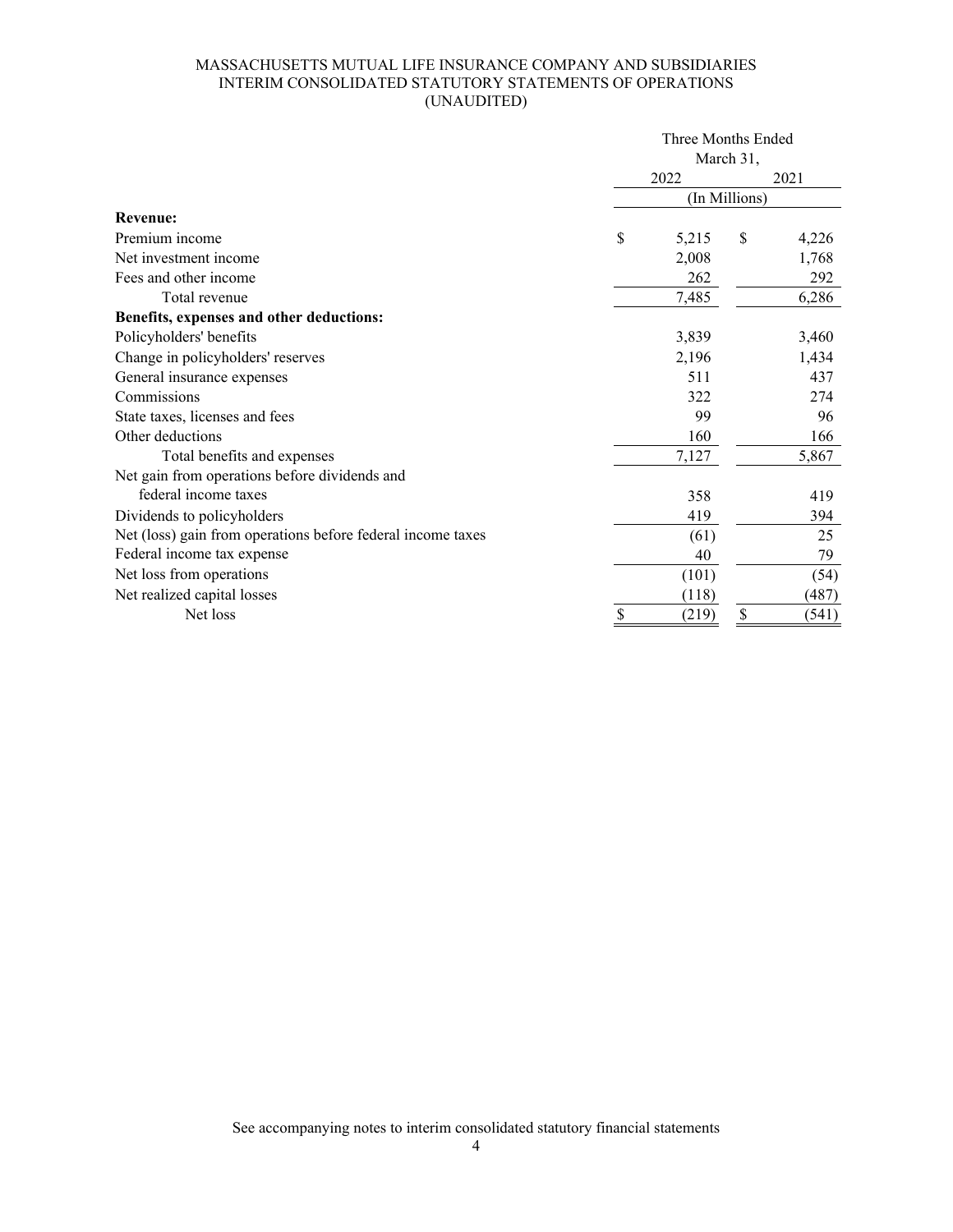MASSACHUSETTS MUTUAL LIFE INSURANCE COMPANY AND SUBSIDIARIES
INTERIM CONSOLIDATED STATUTORY STATEMENTS OF OPERATIONS
(UNAUDITED)

| | Three Months Ended March 31, | |
|---|---|---|
| | 2022 | 2021 |
| | (In Millions) | |
| **Revenue:** | | |
| Premium income | $ 5,215 | $ 4,226 |
| Net investment income | 2,008 | 1,768 |
| Fees and other income | 262 | 292 |
| Total revenue | 7,485 | 6,286 |
| **Benefits, expenses and other deductions:** | | |
| Policyholders' benefits | 3,839 | 3,460 |
| Change in policyholders' reserves | 2,196 | 1,434 |
| General insurance expenses | 511 | 437 |
| Commissions | 322 | 274 |
| State taxes, licenses and fees | 99 | 96 |
| Other deductions | 160 | 166 |
| Total benefits and expenses | 7,127 | 5,867 |
| Net gain from operations before dividends and federal income taxes | 358 | 419 |
| Dividends to policyholders | 419 | 394 |
| Net (loss) gain from operations before federal income taxes | (61) | 25 |
| Federal income tax expense | 40 | 79 |
| Net loss from operations | (101) | (54) |
| Net realized capital losses | (118) | (487) |
| Net loss | $ (219) | $ (541) |

See accompanying notes to interim consolidated statutory financial statements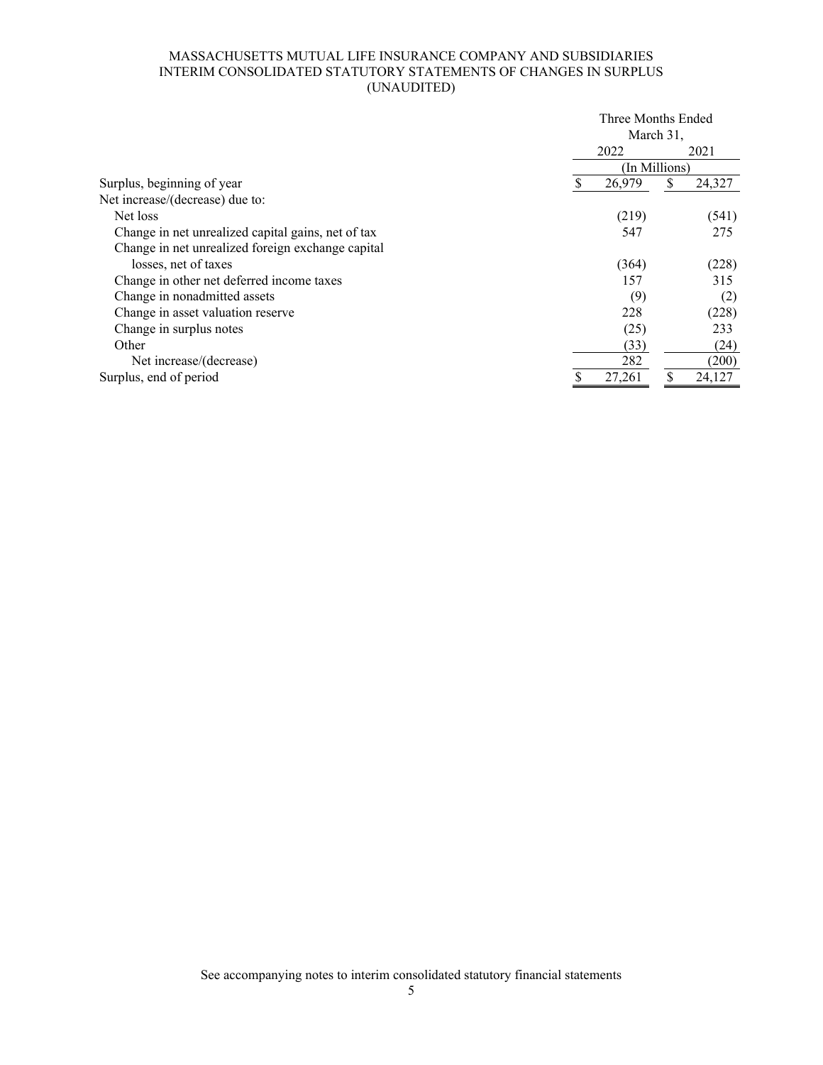# MASSACHUSETTS MUTUAL LIFE INSURANCE COMPANY AND SUBSIDIARIES
## INTERIM CONSOLIDATED STATUTORY STATEMENTS OF CHANGES IN SURPLUS
### (UNAUDITED)

| | Three Months Ended March 31, | |
|---|---|---|
| | 2022 | 2021 |
| | (In Millions) | |
| Surplus, beginning of year | $ 26,979 | $ 24,327 |
| Net increase/(decrease) due to: | | |
| Net loss | (219) | (541) |
| Change in net unrealized capital gains, net of tax | 547 | 275 |
| Change in net unrealized foreign exchange capital losses, net of taxes | (364) | (228) |
| Change in other net deferred income taxes | 157 | 315 |
| Change in nonadmitted assets | (9) | (2) |
| Change in asset valuation reserve | 228 | (228) |
| Change in surplus notes | (25) | 233 |
| Other | (33) | (24) |
| Net increase/(decrease) | 282 | (200) |
| Surplus, end of period | $ 27,261 | $ 24,127 |

See accompanying notes to interim consolidated statutory financial statements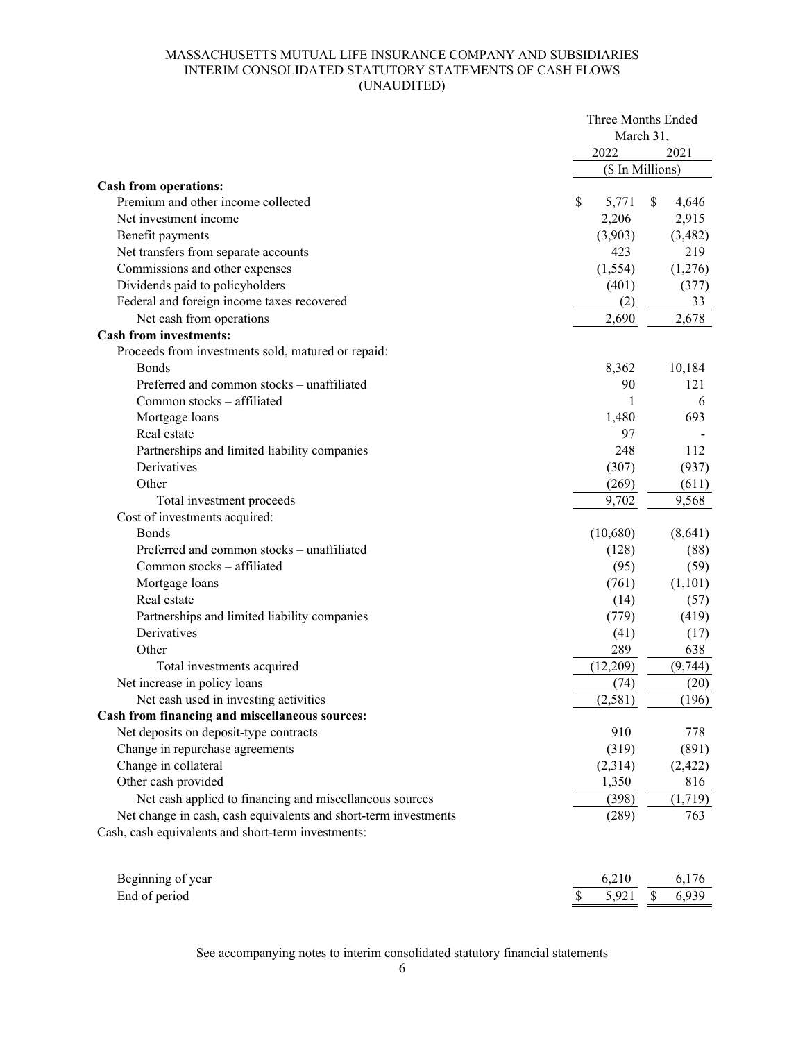MASSACHUSETTS MUTUAL LIFE INSURANCE COMPANY AND SUBSIDIARIES
INTERIM CONSOLIDATED STATUTORY STATEMENTS OF CASH FLOWS
(UNAUDITED)

| | Three Months Ended March 31, 2022 | Three Months Ended March 31, 2021 |
|---|---|---|
| | ($ In Millions) | |
| **Cash from operations:** | | |
| Premium and other income collected | $ 5,771 | $ 4,646 |
| Net investment income | 2,206 | 2,915 |
| Benefit payments | (3,903) | (3,482) |
| Net transfers from separate accounts | 423 | 219 |
| Commissions and other expenses | (1,554) | (1,276) |
| Dividends paid to policyholders | (401) | (377) |
| Federal and foreign income taxes recovered | (2) | 33 |
| Net cash from operations | 2,690 | 2,678 |
| **Cash from investments:** | | |
| Proceeds from investments sold, matured or repaid: | | |
| Bonds | 8,362 | 10,184 |
| Preferred and common stocks – unaffiliated | 90 | 121 |
| Common stocks – affiliated | 1 | 6 |
| Mortgage loans | 1,480 | 693 |
| Real estate | 97 | - |
| Partnerships and limited liability companies | 248 | 112 |
| Derivatives | (307) | (937) |
| Other | (269) | (611) |
| Total investment proceeds | 9,702 | 9,568 |
| Cost of investments acquired: | | |
| Bonds | (10,680) | (8,641) |
| Preferred and common stocks – unaffiliated | (128) | (88) |
| Common stocks – affiliated | (95) | (59) |
| Mortgage loans | (761) | (1,101) |
| Real estate | (14) | (57) |
| Partnerships and limited liability companies | (779) | (419) |
| Derivatives | (41) | (17) |
| Other | 289 | 638 |
| Total investments acquired | (12,209) | (9,744) |
| Net increase in policy loans | (74) | (20) |
| Net cash used in investing activities | (2,581) | (196) |
| **Cash from financing and miscellaneous sources:** | | |
| Net deposits on deposit-type contracts | 910 | 778 |
| Change in repurchase agreements | (319) | (891) |
| Change in collateral | (2,314) | (2,422) |
| Other cash provided | 1,350 | 816 |
| Net cash applied to financing and miscellaneous sources | (398) | (1,719) |
| Net change in cash, cash equivalents and short-term investments | (289) | 763 |
| Cash, cash equivalents and short-term investments: | | |
| Beginning of year | 6,210 | 6,176 |
| End of period | $ 5,921 | $ 6,939 |

See accompanying notes to interim consolidated statutory financial statements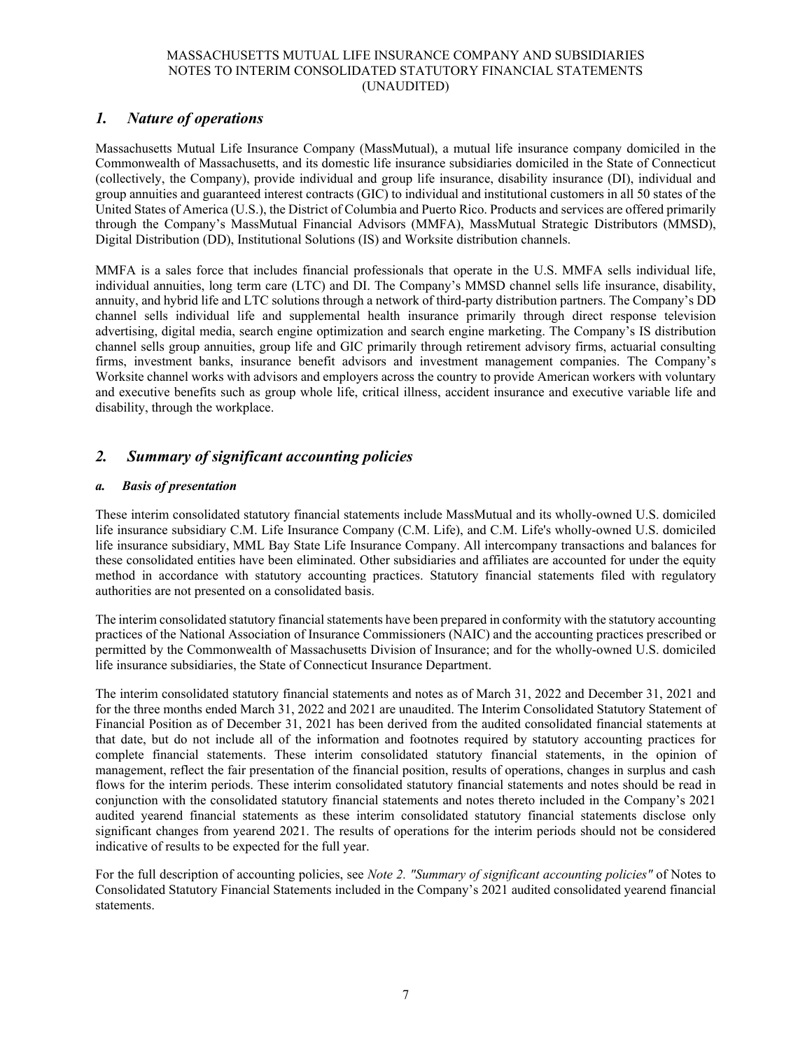## *1. Nature of operations*

Massachusetts Mutual Life Insurance Company (MassMutual), a mutual life insurance company domiciled in the Commonwealth of Massachusetts, and its domestic life insurance subsidiaries domiciled in the State of Connecticut (collectively, the Company), provide individual and group life insurance, disability insurance (DI), individual and group annuities and guaranteed interest contracts (GIC) to individual and institutional customers in all 50 states of the United States of America (U.S.), the District of Columbia and Puerto Rico. Products and services are offered primarily through the Company's MassMutual Financial Advisors (MMFA), MassMutual Strategic Distributors (MMSD), Digital Distribution (DD), Institutional Solutions (IS) and Worksite distribution channels.

MMFA is a sales force that includes financial professionals that operate in the U.S. MMFA sells individual life, individual annuities, long term care (LTC) and DI. The Company's MMSD channel sells life insurance, disability, annuity, and hybrid life and LTC solutions through a network of third-party distribution partners. The Company's DD channel sells individual life and supplemental health insurance primarily through direct response television advertising, digital media, search engine optimization and search engine marketing. The Company's IS distribution channel sells group annuities, group life and GIC primarily through retirement advisory firms, actuarial consulting firms, investment banks, insurance benefit advisors and investment management companies. The Company's Worksite channel works with advisors and employers across the country to provide American workers with voluntary and executive benefits such as group whole life, critical illness, accident insurance and executive variable life and disability, through the workplace.

## *2. Summary of significant accounting policies*

### *a. Basis of presentation*

These interim consolidated statutory financial statements include MassMutual and its wholly-owned U.S. domiciled life insurance subsidiary C.M. Life Insurance Company (C.M. Life), and C.M. Life's wholly-owned U.S. domiciled life insurance subsidiary, MML Bay State Life Insurance Company. All intercompany transactions and balances for these consolidated entities have been eliminated. Other subsidiaries and affiliates are accounted for under the equity method in accordance with statutory accounting practices. Statutory financial statements filed with regulatory authorities are not presented on a consolidated basis.

The interim consolidated statutory financial statements have been prepared in conformity with the statutory accounting practices of the National Association of Insurance Commissioners (NAIC) and the accounting practices prescribed or permitted by the Commonwealth of Massachusetts Division of Insurance; and for the wholly-owned U.S. domiciled life insurance subsidiaries, the State of Connecticut Insurance Department.

The interim consolidated statutory financial statements and notes as of March 31, 2022 and December 31, 2021 and for the three months ended March 31, 2022 and 2021 are unaudited. The Interim Consolidated Statutory Statement of Financial Position as of December 31, 2021 has been derived from the audited consolidated financial statements at that date, but do not include all of the information and footnotes required by statutory accounting practices for complete financial statements. These interim consolidated statutory financial statements, in the opinion of management, reflect the fair presentation of the financial position, results of operations, changes in surplus and cash flows for the interim periods. These interim consolidated statutory financial statements and notes should be read in conjunction with the consolidated statutory financial statements and notes thereto included in the Company's 2021 audited yearend financial statements as these interim consolidated statutory financial statements disclose only significant changes from yearend 2021. The results of operations for the interim periods should not be considered indicative of results to be expected for the full year.

For the full description of accounting policies, see *Note 2. "Summary of significant accounting policies"* of Notes to Consolidated Statutory Financial Statements included in the Company's 2021 audited consolidated yearend financial statements.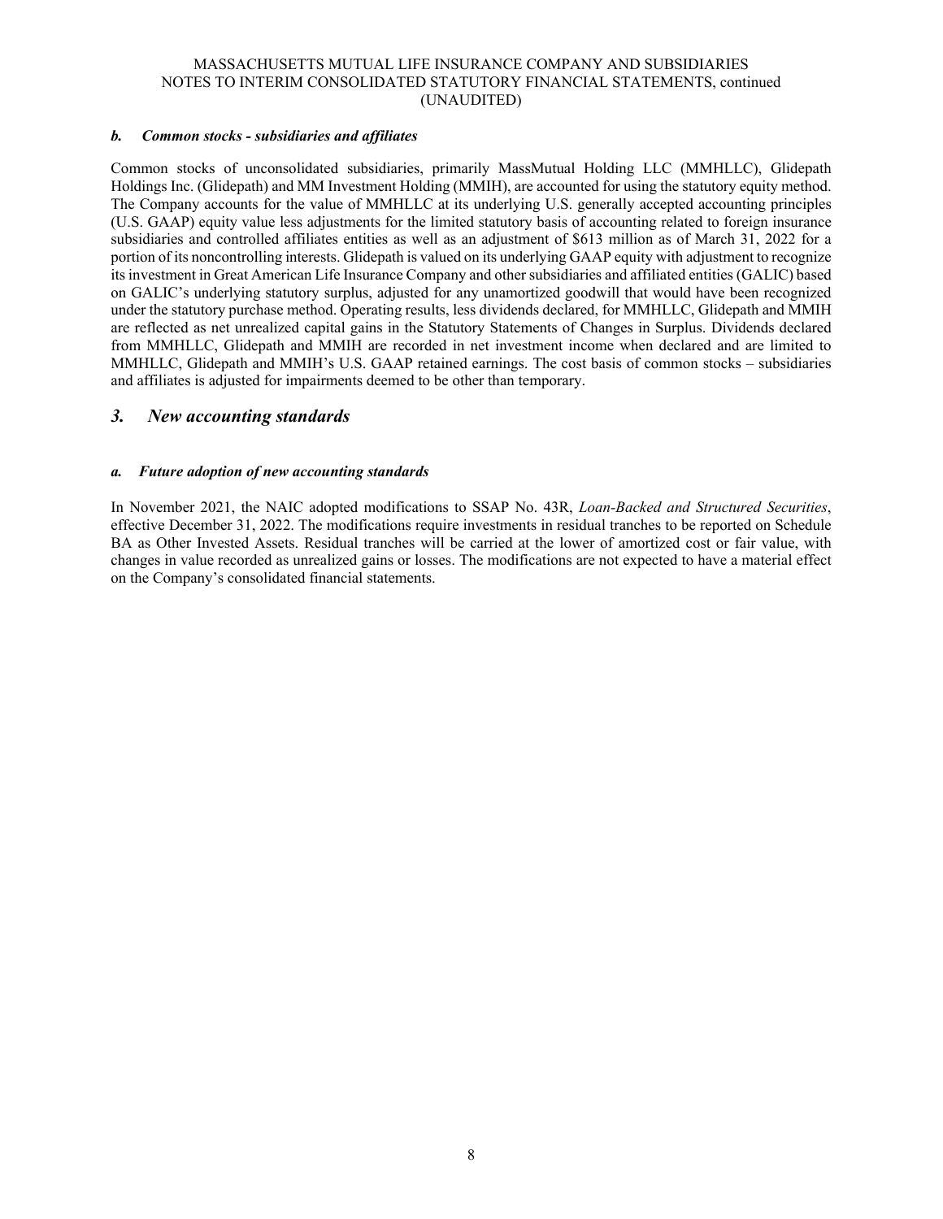### *b. Common stocks - subsidiaries and affiliates*

Common stocks of unconsolidated subsidiaries, primarily MassMutual Holding LLC (MMHLLC), Glidepath Holdings Inc. (Glidepath) and MM Investment Holding (MMIH), are accounted for using the statutory equity method. The Company accounts for the value of MMHLLC at its underlying U.S. generally accepted accounting principles (U.S. GAAP) equity value less adjustments for the limited statutory basis of accounting related to foreign insurance subsidiaries and controlled affiliates entities as well as an adjustment of $613 million as of March 31, 2022 for a portion of its noncontrolling interests. Glidepath is valued on its underlying GAAP equity with adjustment to recognize its investment in Great American Life Insurance Company and other subsidiaries and affiliated entities (GALIC) based on GALIC's underlying statutory surplus, adjusted for any unamortized goodwill that would have been recognized under the statutory purchase method. Operating results, less dividends declared, for MMHLLC, Glidepath and MMIH are reflected as net unrealized capital gains in the Statutory Statements of Changes in Surplus. Dividends declared from MMHLLC, Glidepath and MMIH are recorded in net investment income when declared and are limited to MMHLLC, Glidepath and MMIH's U.S. GAAP retained earnings. The cost basis of common stocks – subsidiaries and affiliates is adjusted for impairments deemed to be other than temporary.

## *3. New accounting standards*

### *a. Future adoption of new accounting standards*

In November 2021, the NAIC adopted modifications to SSAP No. 43R, *Loan-Backed and Structured Securities*, effective December 31, 2022. The modifications require investments in residual tranches to be reported on Schedule BA as Other Invested Assets. Residual tranches will be carried at the lower of amortized cost or fair value, with changes in value recorded as unrealized gains or losses. The modifications are not expected to have a material effect on the Company's consolidated financial statements.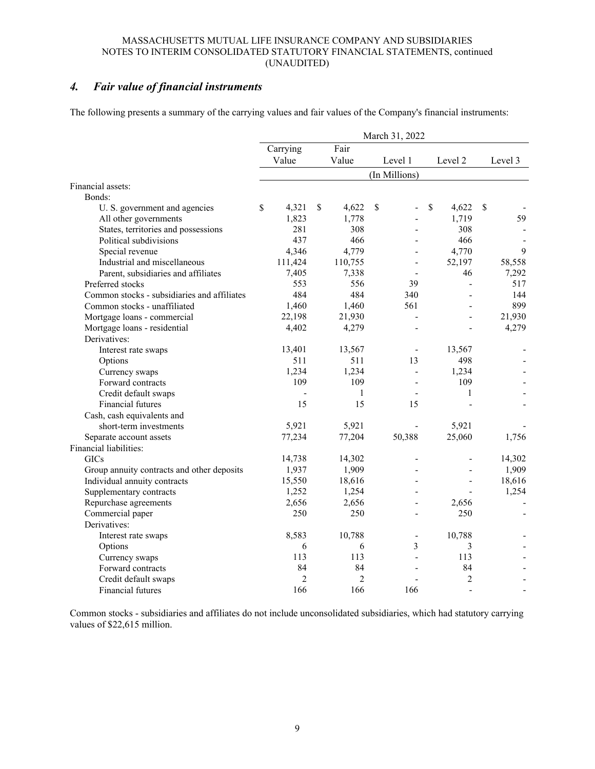## 4. *Fair value of financial instruments*

The following presents a summary of the carrying values and fair values of the Company's financial instruments:

| | March 31, 2022 | | | | |
|---|---|---|---|---|---|
| | Carrying Value | Fair Value | Level 1 | Level 2 | Level 3 |
| | (In Millions) | | | | |
| Financial assets: | | | | | |
| Bonds: | | | | | |
| U. S. government and agencies | $ 4,321 | $ 4,622 | $ - | $ 4,622 | $ - |
| All other governments | 1,823 | 1,778 | - | 1,719 | 59 |
| States, territories and possessions | 281 | 308 | - | 308 | - |
| Political subdivisions | 437 | 466 | - | 466 | - |
| Special revenue | 4,346 | 4,779 | - | 4,770 | 9 |
| Industrial and miscellaneous | 111,424 | 110,755 | - | 52,197 | 58,558 |
| Parent, subsidiaries and affiliates | 7,405 | 7,338 | - | 46 | 7,292 |
| Preferred stocks | 553 | 556 | 39 | - | 517 |
| Common stocks - subsidiaries and affiliates | 484 | 484 | 340 | - | 144 |
| Common stocks - unaffiliated | 1,460 | 1,460 | 561 | - | 899 |
| Mortgage loans - commercial | 22,198 | 21,930 | - | - | 21,930 |
| Mortgage loans - residential | 4,402 | 4,279 | - | - | 4,279 |
| Derivatives: | | | | | |
| Interest rate swaps | 13,401 | 13,567 | - | 13,567 | - |
| Options | 511 | 511 | 13 | 498 | - |
| Currency swaps | 1,234 | 1,234 | - | 1,234 | - |
| Forward contracts | 109 | 109 | - | 109 | - |
| Credit default swaps | - | 1 | - | 1 | - |
| Financial futures | 15 | 15 | 15 | - | - |
| Cash, cash equivalents and short-term investments | 5,921 | 5,921 | - | 5,921 | - |
| Separate account assets | 77,234 | 77,204 | 50,388 | 25,060 | 1,756 |
| Financial liabilities: | | | | | |
| GICs | 14,738 | 14,302 | - | - | 14,302 |
| Group annuity contracts and other deposits | 1,937 | 1,909 | - | - | 1,909 |
| Individual annuity contracts | 15,550 | 18,616 | - | - | 18,616 |
| Supplementary contracts | 1,252 | 1,254 | - | - | 1,254 |
| Repurchase agreements | 2,656 | 2,656 | - | 2,656 | - |
| Commercial paper | 250 | 250 | - | 250 | - |
| Derivatives: | | | | | |
| Interest rate swaps | 8,583 | 10,788 | - | 10,788 | - |
| Options | 6 | 6 | 3 | 3 | - |
| Currency swaps | 113 | 113 | - | 113 | - |
| Forward contracts | 84 | 84 | - | 84 | - |
| Credit default swaps | 2 | 2 | - | 2 | - |
| Financial futures | 166 | 166 | 166 | - | - |

Common stocks - subsidiaries and affiliates do not include unconsolidated subsidiaries, which had statutory carrying values of $22,615 million.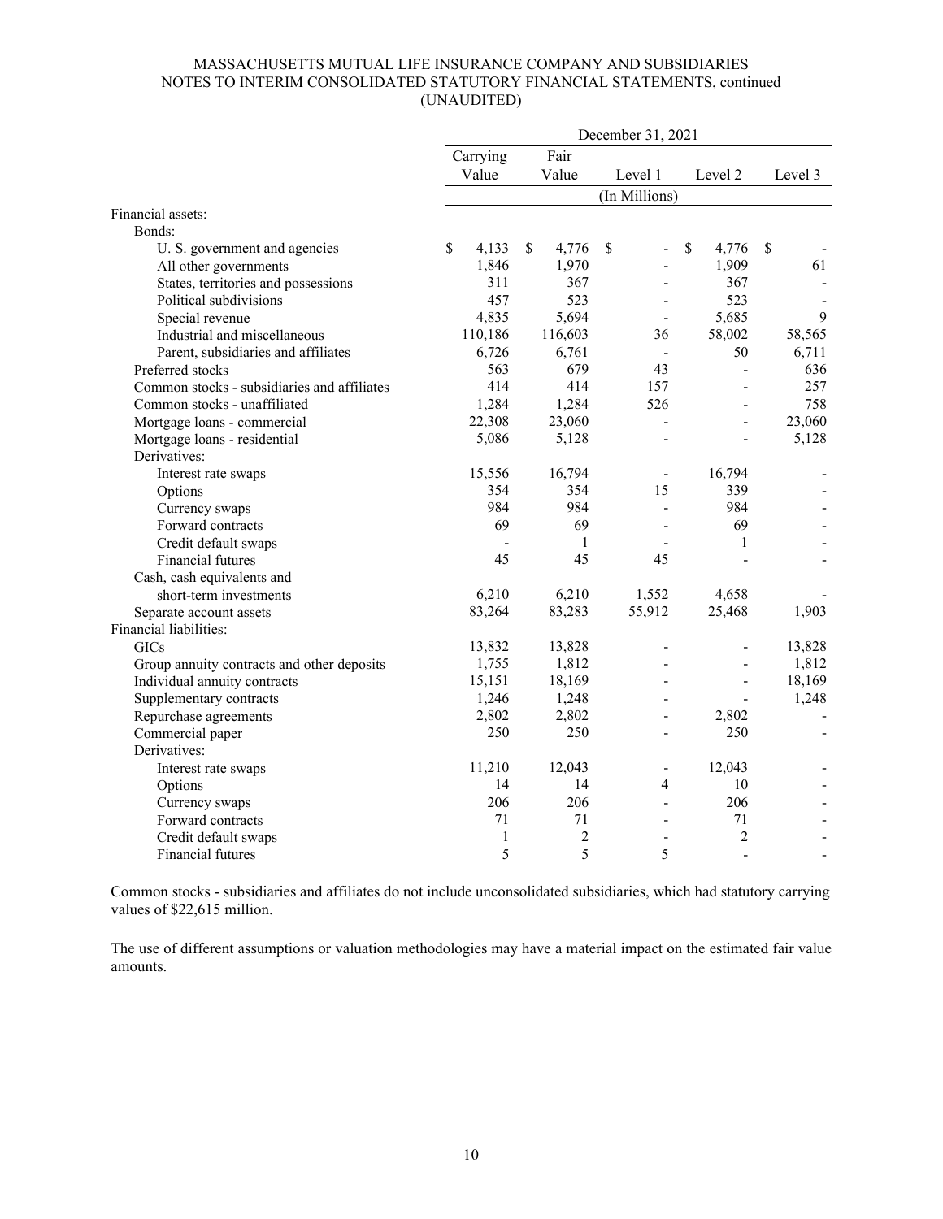MASSACHUSETTS MUTUAL LIFE INSURANCE COMPANY AND SUBSIDIARIES
NOTES TO INTERIM CONSOLIDATED STATUTORY FINANCIAL STATEMENTS, continued
(UNAUDITED)

| | December 31, 2021 | | | | |
|---|---|---|---|---|---|
| | Carrying Value | Fair Value | Level 1 | Level 2 | Level 3 |
| | (In Millions) | | | | |
| Financial assets: | | | | | |
| Bonds: | | | | | |
| U. S. government and agencies | $ 4,133 | $ 4,776 | $ - | $ 4,776 | $ - |
| All other governments | 1,846 | 1,970 | - | 1,909 | 61 |
| States, territories and possessions | 311 | 367 | - | 367 | - |
| Political subdivisions | 457 | 523 | - | 523 | - |
| Special revenue | 4,835 | 5,694 | - | 5,685 | 9 |
| Industrial and miscellaneous | 110,186 | 116,603 | 36 | 58,002 | 58,565 |
| Parent, subsidiaries and affiliates | 6,726 | 6,761 | - | 50 | 6,711 |
| Preferred stocks | 563 | 679 | 43 | - | 636 |
| Common stocks - subsidiaries and affiliates | 414 | 414 | 157 | - | 257 |
| Common stocks - unaffiliated | 1,284 | 1,284 | 526 | - | 758 |
| Mortgage loans - commercial | 22,308 | 23,060 | - | - | 23,060 |
| Mortgage loans - residential | 5,086 | 5,128 | - | - | 5,128 |
| Derivatives: | | | | | |
| Interest rate swaps | 15,556 | 16,794 | - | 16,794 | - |
| Options | 354 | 354 | 15 | 339 | - |
| Currency swaps | 984 | 984 | - | 984 | - |
| Forward contracts | 69 | 69 | - | 69 | - |
| Credit default swaps | - | 1 | - | 1 | - |
| Financial futures | 45 | 45 | 45 | - | - |
| Cash, cash equivalents and short-term investments | 6,210 | 6,210 | 1,552 | 4,658 | - |
| Separate account assets | 83,264 | 83,283 | 55,912 | 25,468 | 1,903 |
| Financial liabilities: | | | | | |
| GICs | 13,832 | 13,828 | - | - | 13,828 |
| Group annuity contracts and other deposits | 1,755 | 1,812 | - | - | 1,812 |
| Individual annuity contracts | 15,151 | 18,169 | - | - | 18,169 |
| Supplementary contracts | 1,246 | 1,248 | - | - | 1,248 |
| Repurchase agreements | 2,802 | 2,802 | - | 2,802 | - |
| Commercial paper | 250 | 250 | - | 250 | - |
| Derivatives: | | | | | |
| Interest rate swaps | 11,210 | 12,043 | - | 12,043 | - |
| Options | 14 | 14 | 4 | 10 | - |
| Currency swaps | 206 | 206 | - | 206 | - |
| Forward contracts | 71 | 71 | - | 71 | - |
| Credit default swaps | 1 | 2 | - | 2 | - |
| Financial futures | 5 | 5 | 5 | - | - |

Common stocks - subsidiaries and affiliates do not include unconsolidated subsidiaries, which had statutory carrying values of $22,615 million.

The use of different assumptions or valuation methodologies may have a material impact on the estimated fair value amounts.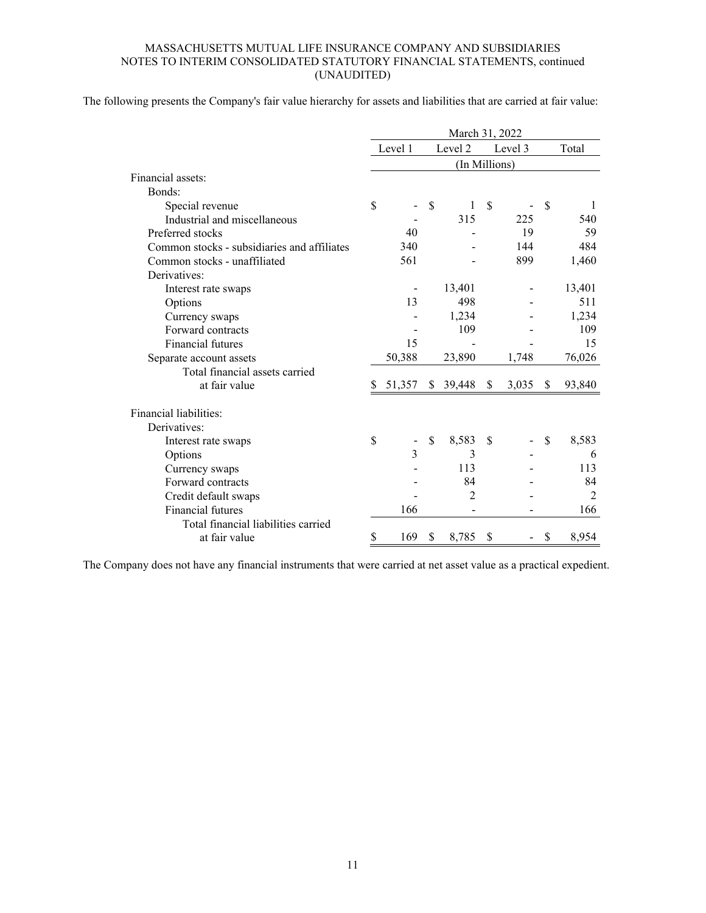The following presents the Company's fair value hierarchy for assets and liabilities that are carried at fair value:

| | March 31, 2022 | | | |
|---|---|---|---|---|
| | Level 1 | Level 2 | Level 3 | Total |
| | (In Millions) | | | |
| Financial assets: | | | | |
| Bonds: | | | | |
| Special revenue | $ - | $ 1 | $ - | $ 1 |
| Industrial and miscellaneous | - | 315 | 225 | 540 |
| Preferred stocks | 40 | - | 19 | 59 |
| Common stocks - subsidiaries and affiliates | 340 | - | 144 | 484 |
| Common stocks - unaffiliated | 561 | - | 899 | 1,460 |
| Derivatives: | | | | |
| Interest rate swaps | - | 13,401 | - | 13,401 |
| Options | 13 | 498 | - | 511 |
| Currency swaps | - | 1,234 | - | 1,234 |
| Forward contracts | - | 109 | - | 109 |
| Financial futures | 15 | - | - | 15 |
| Separate account assets | 50,388 | 23,890 | 1,748 | 76,026 |
| Total financial assets carried at fair value | $ 51,357 | $ 39,448 | $ 3,035 | $ 93,840 |
| Financial liabilities: | | | | |
| Derivatives: | | | | |
| Interest rate swaps | $ - | $ 8,583 | $ - | $ 8,583 |
| Options | 3 | 3 | - | 6 |
| Currency swaps | - | 113 | - | 113 |
| Forward contracts | - | 84 | - | 84 |
| Credit default swaps | - | 2 | - | 2 |
| Financial futures | 166 | - | - | 166 |
| Total financial liabilities carried at fair value | $ 169 | $ 8,785 | $ - | $ 8,954 |

The Company does not have any financial instruments that were carried at net asset value as a practical expedient.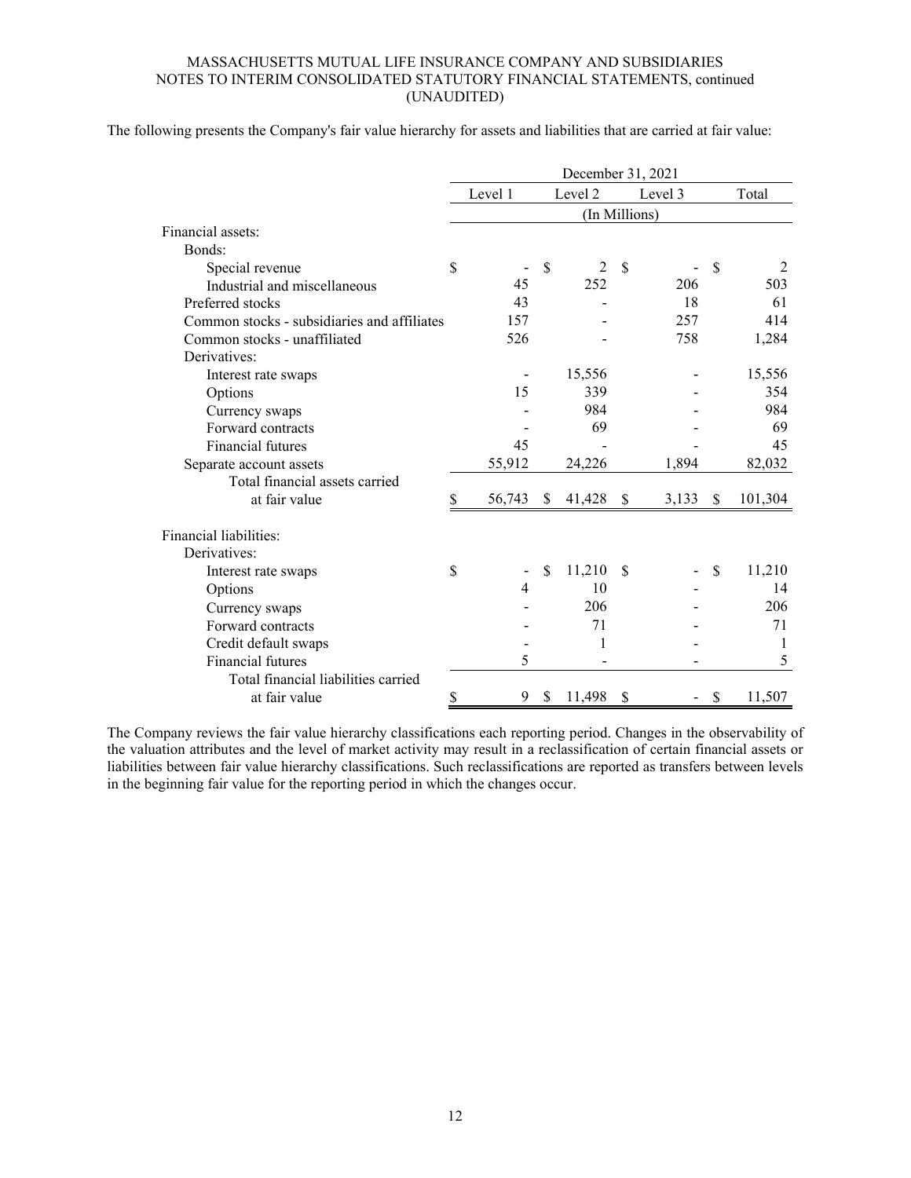The following presents the Company's fair value hierarchy for assets and liabilities that are carried at fair value:

| | December 31, 2021 | | | |
|---|---|---|---|---|
| | Level 1 | Level 2 | Level 3 | Total |
| | (In Millions) | | | |
| Financial assets: | | | | |
| Bonds: | | | | |
| Special revenue | $ - | $ 2 | $ - | $ 2 |
| Industrial and miscellaneous | 45 | 252 | 206 | 503 |
| Preferred stocks | 43 | - | 18 | 61 |
| Common stocks - subsidiaries and affiliates | 157 | - | 257 | 414 |
| Common stocks - unaffiliated | 526 | - | 758 | 1,284 |
| Derivatives: | | | | |
| Interest rate swaps | - | 15,556 | - | 15,556 |
| Options | 15 | 339 | - | 354 |
| Currency swaps | - | 984 | - | 984 |
| Forward contracts | - | 69 | - | 69 |
| Financial futures | 45 | - | - | 45 |
| Separate account assets | 55,912 | 24,226 | 1,894 | 82,032 |
| Total financial assets carried at fair value | $ 56,743 | $ 41,428 | $ 3,133 | $ 101,304 |
| Financial liabilities: | | | | |
| Derivatives: | | | | |
| Interest rate swaps | $ - | $ 11,210 | $ - | $ 11,210 |
| Options | 4 | 10 | - | 14 |
| Currency swaps | - | 206 | - | 206 |
| Forward contracts | - | 71 | - | 71 |
| Credit default swaps | - | 1 | - | 1 |
| Financial futures | 5 | - | - | 5 |
| Total financial liabilities carried at fair value | $ 9 | $ 11,498 | $ - | $ 11,507 |

The Company reviews the fair value hierarchy classifications each reporting period. Changes in the observability of the valuation attributes and the level of market activity may result in a reclassification of certain financial assets or liabilities between fair value hierarchy classifications. Such reclassifications are reported as transfers between levels in the beginning fair value for the reporting period in which the changes occur.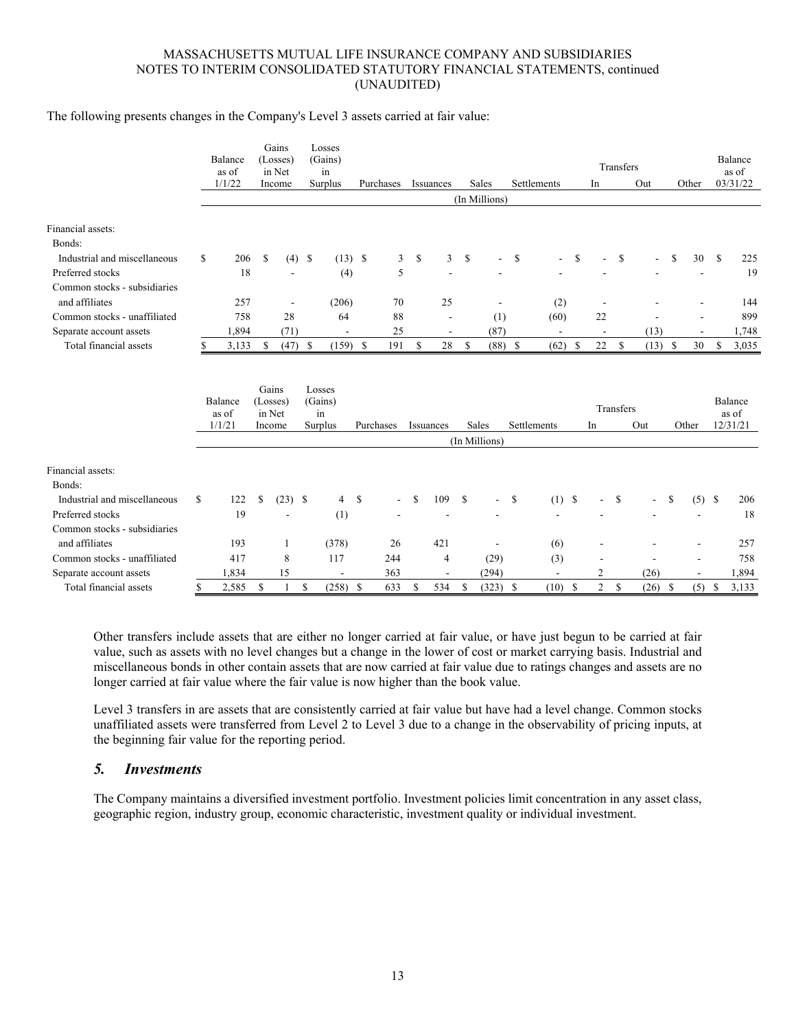The following presents changes in the Company's Level 3 assets carried at fair value:

| | Balance as of 1/1/22 | Gains (Losses) in Net Income | Losses (Gains) in Surplus | Purchases | Issuances | Sales | Settlements | Transfers In | Transfers Out | Other | Balance as of 03/31/22 |
|---|---|---|---|---|---|---|---|---|---|---|---|
| | (In Millions) | | | | | | | | | | |
| Financial assets: | | | | | | | | | | | |
| Bonds: | | | | | | | | | | | |
| Industrial and miscellaneous | $ 206 | $ (4) | $ (13) | $ 3 | $ 3 | $ - | $ - | $ - | $ - | $ 30 | $ 225 |
| Preferred stocks | 18 | - | (4) | 5 | - | - | - | - | - | - | 19 |
| Common stocks - subsidiaries and affiliates | 257 | - | (206) | 70 | 25 | - | (2) | - | - | - | 144 |
| Common stocks - unaffiliated | 758 | 28 | 64 | 88 | - | (1) | (60) | 22 | - | - | 899 |
| Separate account assets | 1,894 | (71) | - | 25 | - | (87) | - | - | (13) | - | 1,748 |
| Total financial assets | $ 3,133 | $ (47) | $ (159) | $ 191 | $ 28 | $ (88) | $ (62) | $ 22 | $ (13) | $ 30 | $ 3,035 |

| | Balance as of 1/1/21 | Gains (Losses) in Net Income | Losses (Gains) in Surplus | Purchases | Issuances | Sales | Settlements | Transfers In | Transfers Out | Other | Balance as of 12/31/21 |
|---|---|---|---|---|---|---|---|---|---|---|---|
| | (In Millions) | | | | | | | | | | |
| Financial assets: | | | | | | | | | | | |
| Bonds: | | | | | | | | | | | |
| Industrial and miscellaneous | $ 122 | $ (23) | $ 4 | $ - | $ 109 | $ - | $ (1) | $ - | $ - | $ (5) | $ 206 |
| Preferred stocks | 19 | - | (1) | - | - | - | - | - | - | - | 18 |
| Common stocks - subsidiaries and affiliates | 193 | 1 | (378) | 26 | 421 | - | (6) | - | - | - | 257 |
| Common stocks - unaffiliated | 417 | 8 | 117 | 244 | 4 | (29) | (3) | - | - | - | 758 |
| Separate account assets | 1,834 | 15 | - | 363 | - | (294) | - | 2 | (26) | - | 1,894 |
| Total financial assets | $ 2,585 | $ 1 | $ (258) | $ 633 | $ 534 | $ (323) | $ (10) | $ 2 | $ (26) | $ (5) | $ 3,133 |

Other transfers include assets that are either no longer carried at fair value, or have just begun to be carried at fair value, such as assets with no level changes but a change in the lower of cost or market carrying basis. Industrial and miscellaneous bonds in other contain assets that are now carried at fair value due to ratings changes and assets are no longer carried at fair value where the fair value is now higher than the book value.

Level 3 transfers in are assets that are consistently carried at fair value but have had a level change. Common stocks unaffiliated assets were transferred from Level 2 to Level 3 due to a change in the observability of pricing inputs, at the beginning fair value for the reporting period.

## *5. Investments*

The Company maintains a diversified investment portfolio. Investment policies limit concentration in any asset class, geographic region, industry group, economic characteristic, investment quality or individual investment.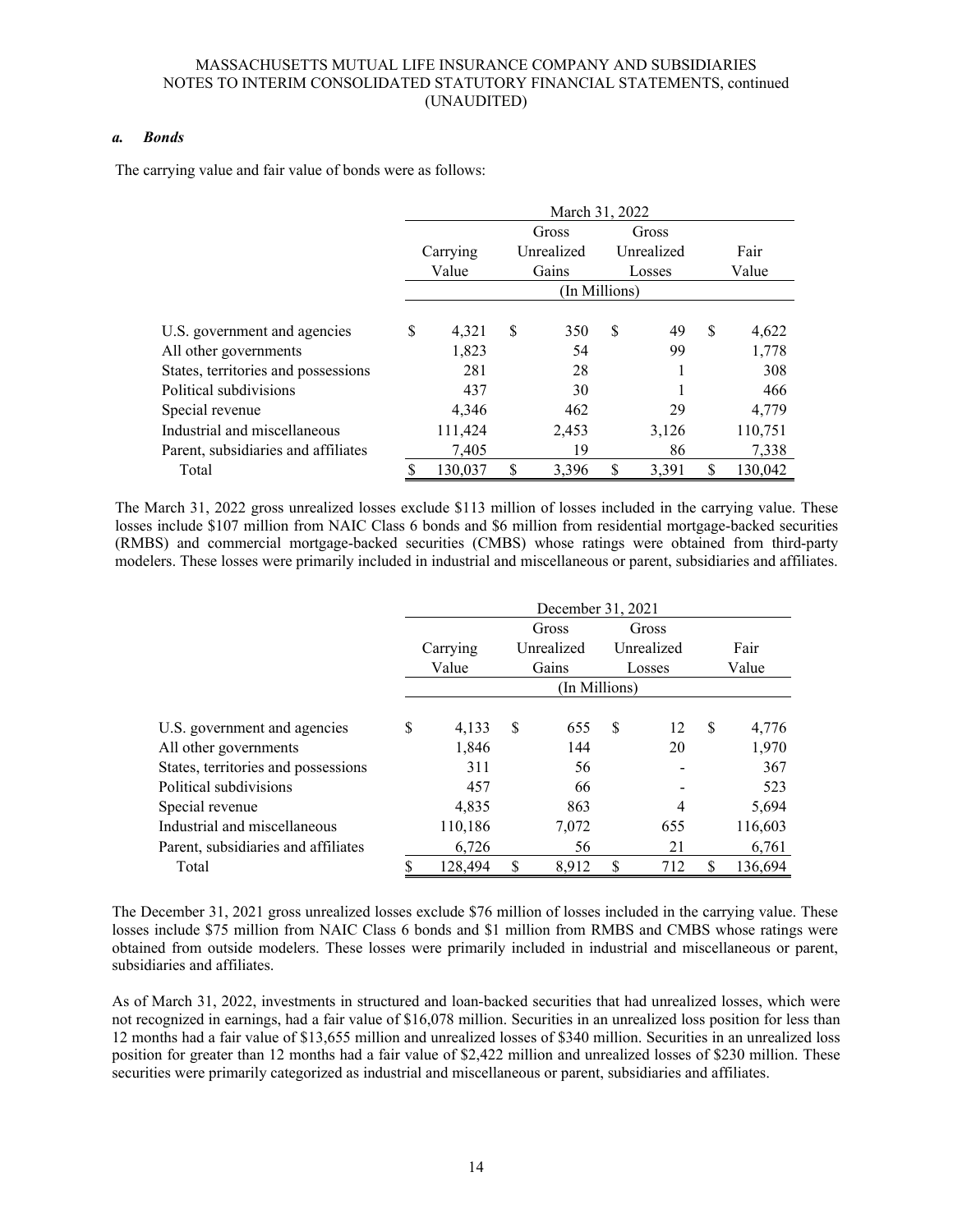### *a. Bonds*

The carrying value and fair value of bonds were as follows:

| | March 31, 2022 | | | |
|---|---|---|---|---|
| | Carrying Value | Gross Unrealized Gains | Gross Unrealized Losses | Fair Value |
| | (In Millions) | | | |
| U.S. government and agencies | $ 4,321 | $ 350 | $ 49 | $ 4,622 |
| All other governments | 1,823 | 54 | 99 | 1,778 |
| States, territories and possessions | 281 | 28 | 1 | 308 |
| Political subdivisions | 437 | 30 | 1 | 466 |
| Special revenue | 4,346 | 462 | 29 | 4,779 |
| Industrial and miscellaneous | 111,424 | 2,453 | 3,126 | 110,751 |
| Parent, subsidiaries and affiliates | 7,405 | 19 | 86 | 7,338 |
| Total | $ 130,037 | $ 3,396 | $ 3,391 | $ 130,042 |

The March 31, 2022 gross unrealized losses exclude $113 million of losses included in the carrying value. These losses include $107 million from NAIC Class 6 bonds and $6 million from residential mortgage-backed securities (RMBS) and commercial mortgage-backed securities (CMBS) whose ratings were obtained from third-party modelers. These losses were primarily included in industrial and miscellaneous or parent, subsidiaries and affiliates.

| | December 31, 2021 | | | |
|---|---|---|---|---|
| | Carrying Value | Gross Unrealized Gains | Gross Unrealized Losses | Fair Value |
| | (In Millions) | | | |
| U.S. government and agencies | $ 4,133 | $ 655 | $ 12 | $ 4,776 |
| All other governments | 1,846 | 144 | 20 | 1,970 |
| States, territories and possessions | 311 | 56 | - | 367 |
| Political subdivisions | 457 | 66 | - | 523 |
| Special revenue | 4,835 | 863 | 4 | 5,694 |
| Industrial and miscellaneous | 110,186 | 7,072 | 655 | 116,603 |
| Parent, subsidiaries and affiliates | 6,726 | 56 | 21 | 6,761 |
| Total | $ 128,494 | $ 8,912 | $ 712 | $ 136,694 |

The December 31, 2021 gross unrealized losses exclude $76 million of losses included in the carrying value. These losses include $75 million from NAIC Class 6 bonds and $1 million from RMBS and CMBS whose ratings were obtained from outside modelers. These losses were primarily included in industrial and miscellaneous or parent, subsidiaries and affiliates.

As of March 31, 2022, investments in structured and loan-backed securities that had unrealized losses, which were not recognized in earnings, had a fair value of $16,078 million. Securities in an unrealized loss position for less than 12 months had a fair value of $13,655 million and unrealized losses of $340 million. Securities in an unrealized loss position for greater than 12 months had a fair value of $2,422 million and unrealized losses of $230 million. These securities were primarily categorized as industrial and miscellaneous or parent, subsidiaries and affiliates.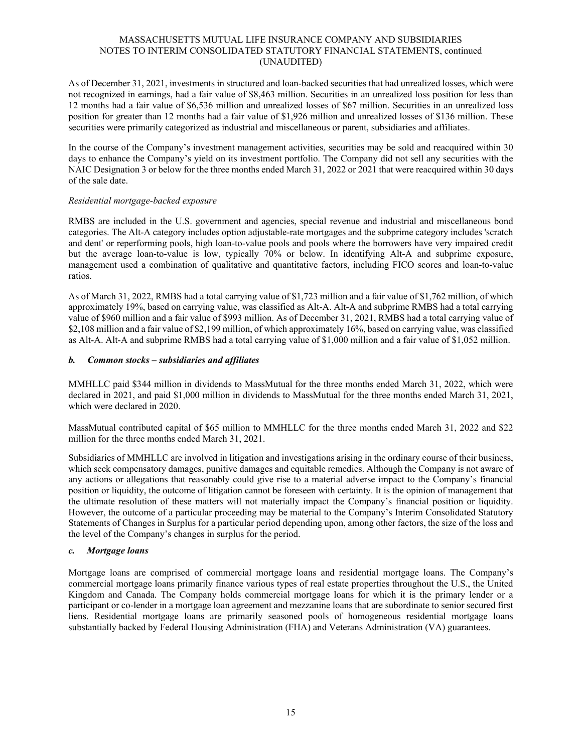As of December 31, 2021, investments in structured and loan-backed securities that had unrealized losses, which were not recognized in earnings, had a fair value of $8,463 million. Securities in an unrealized loss position for less than 12 months had a fair value of $6,536 million and unrealized losses of $67 million. Securities in an unrealized loss position for greater than 12 months had a fair value of $1,926 million and unrealized losses of $136 million. These securities were primarily categorized as industrial and miscellaneous or parent, subsidiaries and affiliates.

In the course of the Company's investment management activities, securities may be sold and reacquired within 30 days to enhance the Company's yield on its investment portfolio. The Company did not sell any securities with the NAIC Designation 3 or below for the three months ended March 31, 2022 or 2021 that were reacquired within 30 days of the sale date.

*Residential mortgage-backed exposure*

RMBS are included in the U.S. government and agencies, special revenue and industrial and miscellaneous bond categories. The Alt-A category includes option adjustable-rate mortgages and the subprime category includes 'scratch and dent' or reperforming pools, high loan-to-value pools and pools where the borrowers have very impaired credit but the average loan-to-value is low, typically 70% or below. In identifying Alt-A and subprime exposure, management used a combination of qualitative and quantitative factors, including FICO scores and loan-to-value ratios.

As of March 31, 2022, RMBS had a total carrying value of $1,723 million and a fair value of $1,762 million, of which approximately 19%, based on carrying value, was classified as Alt-A. Alt-A and subprime RMBS had a total carrying value of $960 million and a fair value of $993 million. As of December 31, 2021, RMBS had a total carrying value of $2,108 million and a fair value of $2,199 million, of which approximately 16%, based on carrying value, was classified as Alt-A. Alt-A and subprime RMBS had a total carrying value of $1,000 million and a fair value of $1,052 million.

### *b. Common stocks – subsidiaries and affiliates*

MMHLLC paid $344 million in dividends to MassMutual for the three months ended March 31, 2022, which were declared in 2021, and paid $1,000 million in dividends to MassMutual for the three months ended March 31, 2021, which were declared in 2020.

MassMutual contributed capital of $65 million to MMHLLC for the three months ended March 31, 2022 and $22 million for the three months ended March 31, 2021.

Subsidiaries of MMHLLC are involved in litigation and investigations arising in the ordinary course of their business, which seek compensatory damages, punitive damages and equitable remedies. Although the Company is not aware of any actions or allegations that reasonably could give rise to a material adverse impact to the Company's financial position or liquidity, the outcome of litigation cannot be foreseen with certainty. It is the opinion of management that the ultimate resolution of these matters will not materially impact the Company's financial position or liquidity. However, the outcome of a particular proceeding may be material to the Company's Interim Consolidated Statutory Statements of Changes in Surplus for a particular period depending upon, among other factors, the size of the loss and the level of the Company's changes in surplus for the period.

### *c. Mortgage loans*

Mortgage loans are comprised of commercial mortgage loans and residential mortgage loans. The Company's commercial mortgage loans primarily finance various types of real estate properties throughout the U.S., the United Kingdom and Canada. The Company holds commercial mortgage loans for which it is the primary lender or a participant or co-lender in a mortgage loan agreement and mezzanine loans that are subordinate to senior secured first liens. Residential mortgage loans are primarily seasoned pools of homogeneous residential mortgage loans substantially backed by Federal Housing Administration (FHA) and Veterans Administration (VA) guarantees.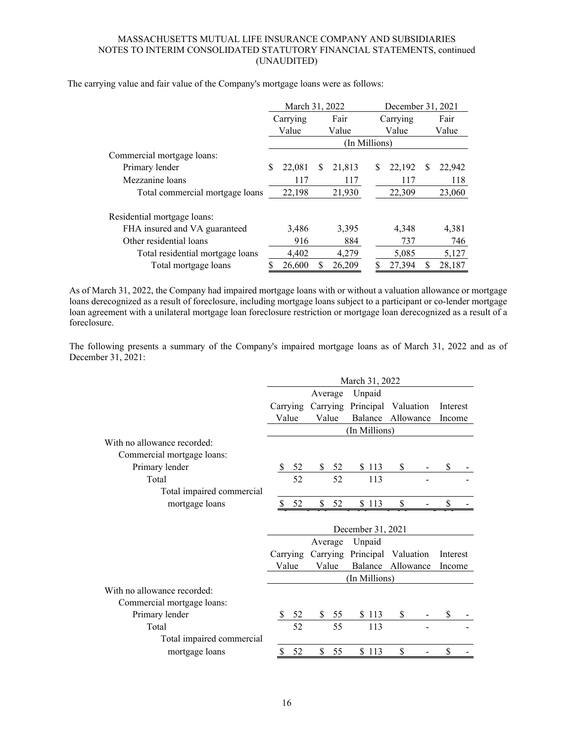The carrying value and fair value of the Company's mortgage loans were as follows:

| | March 31, 2022 | | December 31, 2021 | |
|---|---|---|---|---|
| | Carrying Value | Fair Value | Carrying Value | Fair Value |
| | (In Millions) | | | |
| Commercial mortgage loans: | | | | |
| Primary lender | $ 22,081 | $ 21,813 | $ 22,192 | $ 22,942 |
| Mezzanine loans | 117 | 117 | 117 | 118 |
| Total commercial mortgage loans | 22,198 | 21,930 | 22,309 | 23,060 |
| Residential mortgage loans: | | | | |
| FHA insured and VA guaranteed | 3,486 | 3,395 | 4,348 | 4,381 |
| Other residential loans | 916 | 884 | 737 | 746 |
| Total residential mortgage loans | 4,402 | 4,279 | 5,085 | 5,127 |
| Total mortgage loans | $ 26,600 | $ 26,209 | $ 27,394 | $ 28,187 |

As of March 31, 2022, the Company had impaired mortgage loans with or without a valuation allowance or mortgage loans derecognized as a result of foreclosure, including mortgage loans subject to a participant or co-lender mortgage loan agreement with a unilateral mortgage loan foreclosure restriction or mortgage loan derecognized as a result of a foreclosure.

The following presents a summary of the Company's impaired mortgage loans as of March 31, 2022 and as of December 31, 2021:

| | March 31, 2022 | | | | |
|---|---|---|---|---|---|
| | Carrying Value | Average Carrying Value | Unpaid Principal Balance | Valuation Allowance | Interest Income |
| | (In Millions) | | | | |
| With no allowance recorded: | | | | | |
| Commercial mortgage loans: | | | | | |
| Primary lender | $ 52 | $ 52 | $ 113 | $ - | $ - |
| Total | 52 | 52 | 113 | - | - |
| Total impaired commercial mortgage loans | $ 52 | $ 52 | $ 113 | $ - | $ - |

| | December 31, 2021 | | | | |
|---|---|---|---|---|---|
| | Carrying Value | Average Carrying Value | Unpaid Principal Balance | Valuation Allowance | Interest Income |
| | (In Millions) | | | | |
| With no allowance recorded: | | | | | |
| Commercial mortgage loans: | | | | | |
| Primary lender | $ 52 | $ 55 | $ 113 | $ - | $ - |
| Total | 52 | 55 | 113 | - | - |
| Total impaired commercial mortgage loans | $ 52 | $ 55 | $ 113 | $ - | $ - |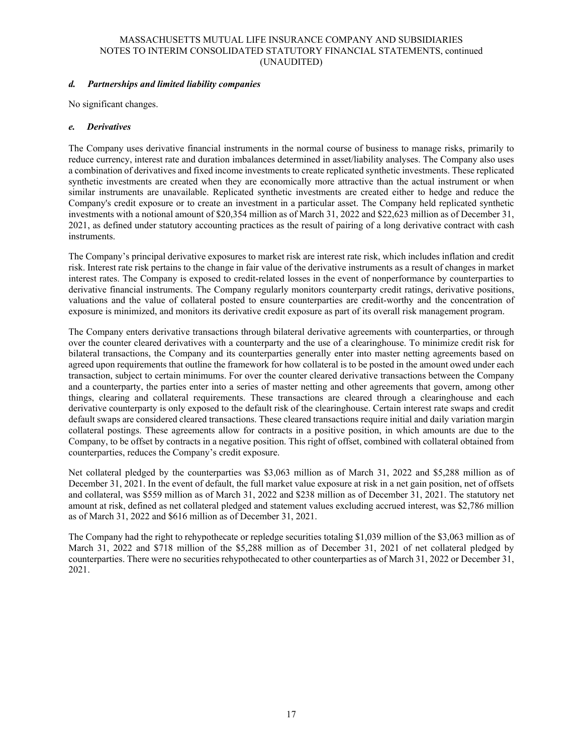### *d. Partnerships and limited liability companies*

No significant changes.

### *e. Derivatives*

The Company uses derivative financial instruments in the normal course of business to manage risks, primarily to reduce currency, interest rate and duration imbalances determined in asset/liability analyses. The Company also uses a combination of derivatives and fixed income investments to create replicated synthetic investments. These replicated synthetic investments are created when they are economically more attractive than the actual instrument or when similar instruments are unavailable. Replicated synthetic investments are created either to hedge and reduce the Company's credit exposure or to create an investment in a particular asset. The Company held replicated synthetic investments with a notional amount of $20,354 million as of March 31, 2022 and $22,623 million as of December 31, 2021, as defined under statutory accounting practices as the result of pairing of a long derivative contract with cash instruments.

The Company's principal derivative exposures to market risk are interest rate risk, which includes inflation and credit risk. Interest rate risk pertains to the change in fair value of the derivative instruments as a result of changes in market interest rates. The Company is exposed to credit-related losses in the event of nonperformance by counterparties to derivative financial instruments. The Company regularly monitors counterparty credit ratings, derivative positions, valuations and the value of collateral posted to ensure counterparties are credit-worthy and the concentration of exposure is minimized, and monitors its derivative credit exposure as part of its overall risk management program.

The Company enters derivative transactions through bilateral derivative agreements with counterparties, or through over the counter cleared derivatives with a counterparty and the use of a clearinghouse. To minimize credit risk for bilateral transactions, the Company and its counterparties generally enter into master netting agreements based on agreed upon requirements that outline the framework for how collateral is to be posted in the amount owed under each transaction, subject to certain minimums. For over the counter cleared derivative transactions between the Company and a counterparty, the parties enter into a series of master netting and other agreements that govern, among other things, clearing and collateral requirements. These transactions are cleared through a clearinghouse and each derivative counterparty is only exposed to the default risk of the clearinghouse. Certain interest rate swaps and credit default swaps are considered cleared transactions. These cleared transactions require initial and daily variation margin collateral postings. These agreements allow for contracts in a positive position, in which amounts are due to the Company, to be offset by contracts in a negative position. This right of offset, combined with collateral obtained from counterparties, reduces the Company's credit exposure.

Net collateral pledged by the counterparties was $3,063 million as of March 31, 2022 and $5,288 million as of December 31, 2021. In the event of default, the full market value exposure at risk in a net gain position, net of offsets and collateral, was $559 million as of March 31, 2022 and $238 million as of December 31, 2021. The statutory net amount at risk, defined as net collateral pledged and statement values excluding accrued interest, was $2,786 million as of March 31, 2022 and $616 million as of December 31, 2021.

The Company had the right to rehypothecate or repledge securities totaling $1,039 million of the $3,063 million as of March 31, 2022 and $718 million of the $5,288 million as of December 31, 2021 of net collateral pledged by counterparties. There were no securities rehypothecated to other counterparties as of March 31, 2022 or December 31, 2021.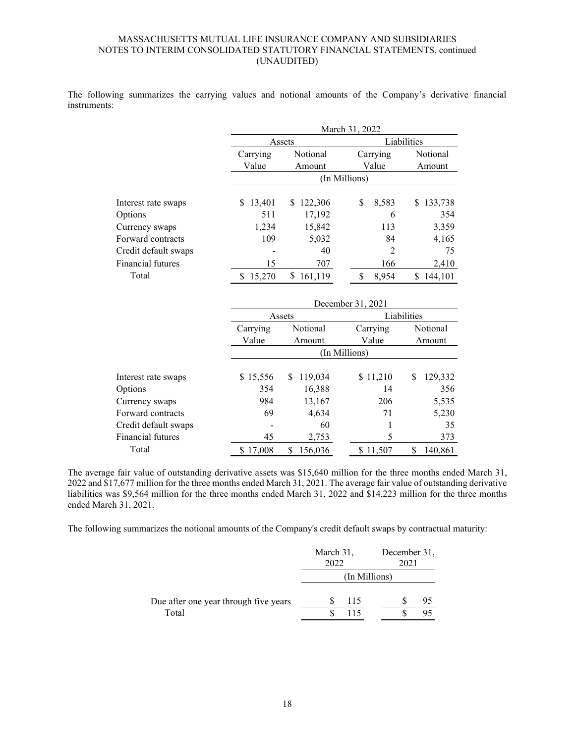The following summarizes the carrying values and notional amounts of the Company's derivative financial instruments:

| | March 31, 2022 | | | |
|---|---|---|---|---|
| | Assets | | Liabilities | |
| | Carrying Value | Notional Amount | Carrying Value | Notional Amount |
| | (In Millions) | | | |
| Interest rate swaps | $ 13,401 | $ 122,306 | $ 8,583 | $ 133,738 |
| Options | 511 | 17,192 | 6 | 354 |
| Currency swaps | 1,234 | 15,842 | 113 | 3,359 |
| Forward contracts | 109 | 5,032 | 84 | 4,165 |
| Credit default swaps | - | 40 | 2 | 75 |
| Financial futures | 15 | 707 | 166 | 2,410 |
| Total | $ 15,270 | $ 161,119 | $ 8,954 | $ 144,101 |

| | December 31, 2021 | | | |
|---|---|---|---|---|
| | Assets | | Liabilities | |
| | Carrying Value | Notional Amount | Carrying Value | Notional Amount |
| | (In Millions) | | | |
| Interest rate swaps | $ 15,556 | $ 119,034 | $ 11,210 | $ 129,332 |
| Options | 354 | 16,388 | 14 | 356 |
| Currency swaps | 984 | 13,167 | 206 | 5,535 |
| Forward contracts | 69 | 4,634 | 71 | 5,230 |
| Credit default swaps | - | 60 | 1 | 35 |
| Financial futures | 45 | 2,753 | 5 | 373 |
| Total | $ 17,008 | $ 156,036 | $ 11,507 | $ 140,861 |

The average fair value of outstanding derivative assets was $15,640 million for the three months ended March 31, 2022 and $17,677 million for the three months ended March 31, 2021. The average fair value of outstanding derivative liabilities was $9,564 million for the three months ended March 31, 2022 and $14,223 million for the three months ended March 31, 2021.

The following summarizes the notional amounts of the Company's credit default swaps by contractual maturity:

| | March 31, 2022 | December 31, 2021 |
|---|---|---|
| | (In Millions) | |
| Due after one year through five years | $ 115 | $ 95 |
| Total | $ 115 | $ 95 |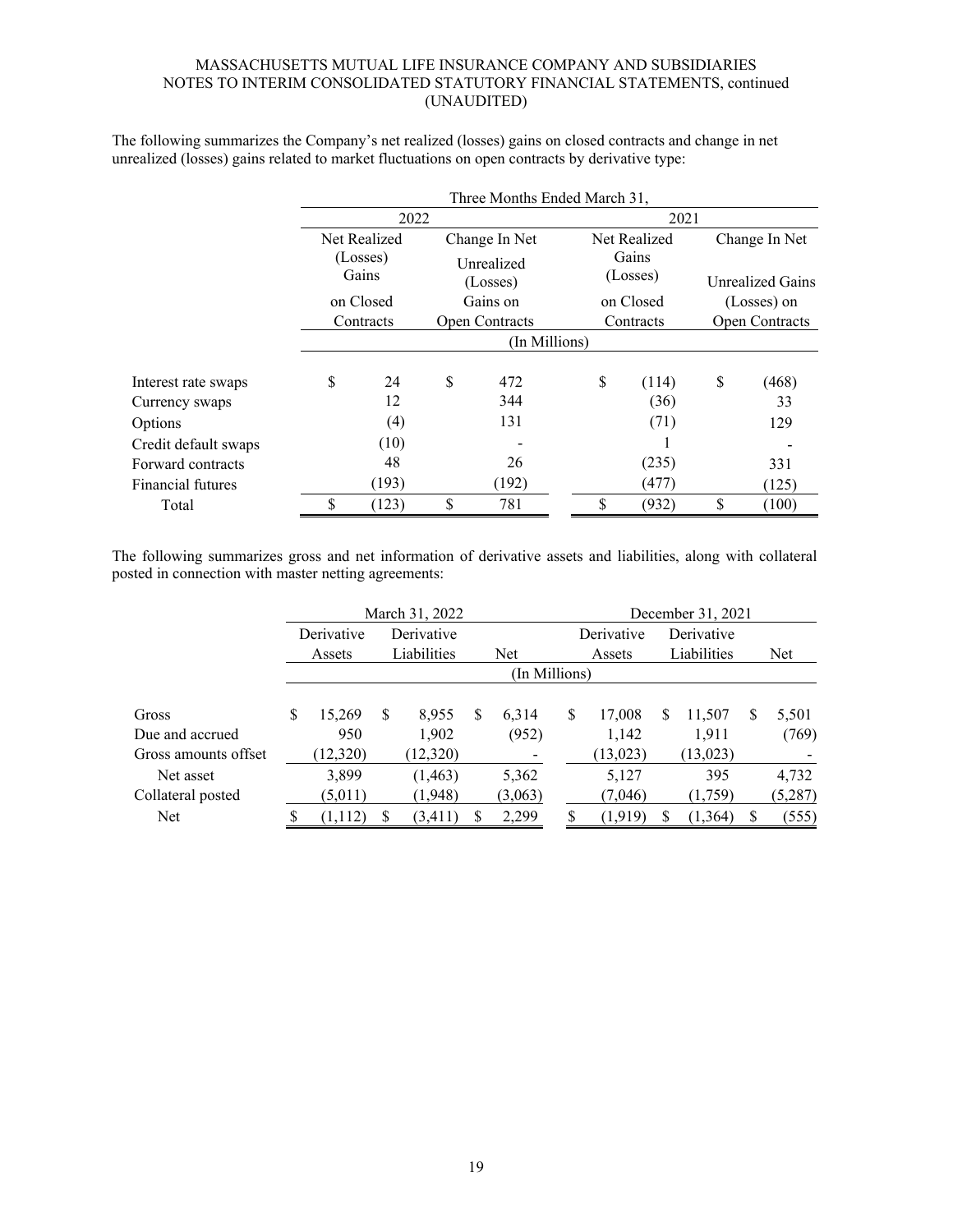The following summarizes the Company's net realized (losses) gains on closed contracts and change in net unrealized (losses) gains related to market fluctuations on open contracts by derivative type:

| | Three Months Ended March 31, | | | |
|---|---|---|---|---|
| | 2022 | | 2021 | |
| | Net Realized (Losses) Gains on Closed Contracts | Change In Net Unrealized (Losses) Gains on Open Contracts | Net Realized Gains (Losses) on Closed Contracts | Change In Net Unrealized Gains (Losses) on Open Contracts |
| | (In Millions) | | | |
| Interest rate swaps | $ 24 | $ 472 | $ (114) | $ (468) |
| Currency swaps | 12 | 344 | (36) | 33 |
| Options | (4) | 131 | (71) | 129 |
| Credit default swaps | (10) | - | 1 | - |
| Forward contracts | 48 | 26 | (235) | 331 |
| Financial futures | (193) | (192) | (477) | (125) |
| Total | $ (123) | $ 781 | $ (932) | $ (100) |

The following summarizes gross and net information of derivative assets and liabilities, along with collateral posted in connection with master netting agreements:

| | March 31, 2022 | | | December 31, 2021 | | |
|---|---|---|---|---|---|---|
| | Derivative Assets | Derivative Liabilities | Net | Derivative Assets | Derivative Liabilities | Net |
| | (In Millions) | | | | | |
| Gross | $ 15,269 | $ 8,955 | $ 6,314 | $ 17,008 | $ 11,507 | $ 5,501 |
| Due and accrued | 950 | 1,902 | (952) | 1,142 | 1,911 | (769) |
| Gross amounts offset | (12,320) | (12,320) | - | (13,023) | (13,023) | - |
| Net asset | 3,899 | (1,463) | 5,362 | 5,127 | 395 | 4,732 |
| Collateral posted | (5,011) | (1,948) | (3,063) | (7,046) | (1,759) | (5,287) |
| Net | $ (1,112) | $ (3,411) | $ 2,299 | $ (1,919) | $ (1,364) | $ (555) |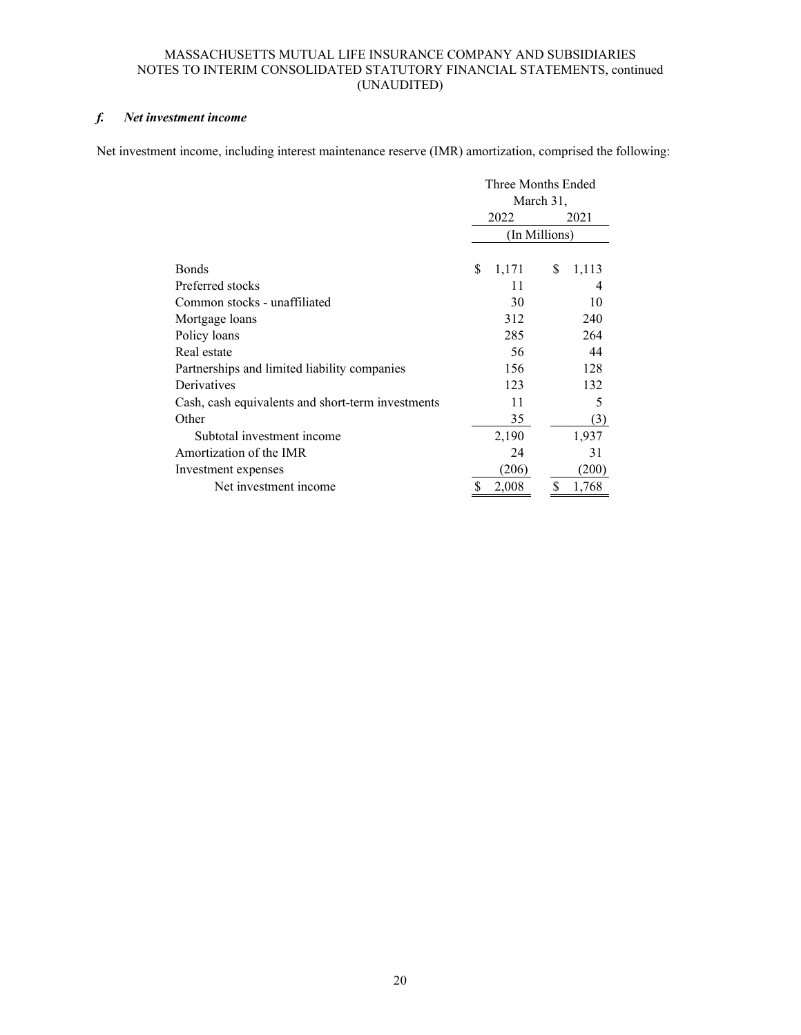#### *f. Net investment income*

Net investment income, including interest maintenance reserve (IMR) amortization, comprised the following:

| | Three Months Ended March 31, | |
|---|---|---|
| | 2022 | 2021 |
| | (In Millions) | |
| Bonds | $ 1,171 | $ 1,113 |
| Preferred stocks | 11 | 4 |
| Common stocks - unaffiliated | 30 | 10 |
| Mortgage loans | 312 | 240 |
| Policy loans | 285 | 264 |
| Real estate | 56 | 44 |
| Partnerships and limited liability companies | 156 | 128 |
| Derivatives | 123 | 132 |
| Cash, cash equivalents and short-term investments | 11 | 5 |
| Other | 35 | (3) |
| Subtotal investment income | 2,190 | 1,937 |
| Amortization of the IMR | 24 | 31 |
| Investment expenses | (206) | (200) |
| Net investment income | $ 2,008 | $ 1,768 |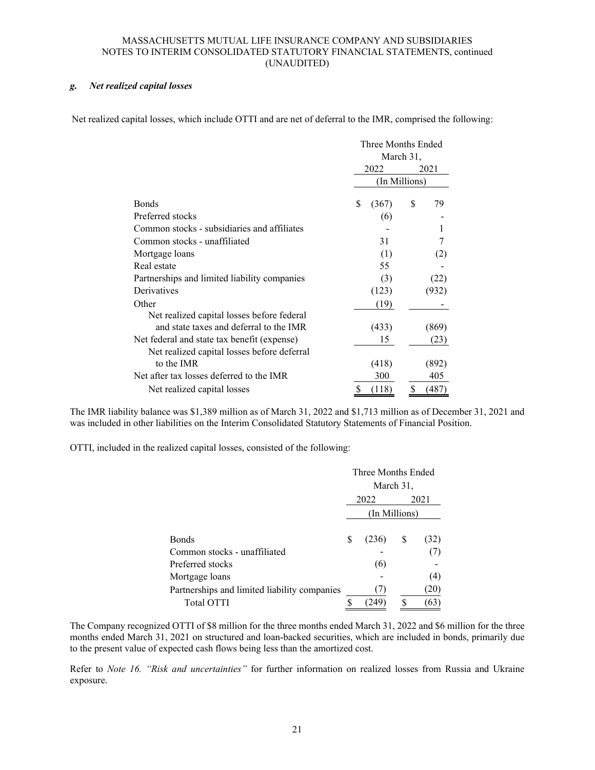### *g. Net realized capital losses*

Net realized capital losses, which include OTTI and are net of deferral to the IMR, comprised the following:

| | Three Months Ended March 31, | |
|---|---|---|
| | 2022 | 2021 |
| | (In Millions) | |
| Bonds | $ (367) | $ 79 |
| Preferred stocks | (6) | - |
| Common stocks - subsidiaries and affiliates | - | 1 |
| Common stocks - unaffiliated | 31 | 7 |
| Mortgage loans | (1) | (2) |
| Real estate | 55 | - |
| Partnerships and limited liability companies | (3) | (22) |
| Derivatives | (123) | (932) |
| Other | (19) | - |
| Net realized capital losses before federal and state taxes and deferral to the IMR | (433) | (869) |
| Net federal and state tax benefit (expense) | 15 | (23) |
| Net realized capital losses before deferral to the IMR | (418) | (892) |
| Net after tax losses deferred to the IMR | 300 | 405 |
| Net realized capital losses | $ (118) | $ (487) |

The IMR liability balance was $1,389 million as of March 31, 2022 and $1,713 million as of December 31, 2021 and was included in other liabilities on the Interim Consolidated Statutory Statements of Financial Position.

OTTI, included in the realized capital losses, consisted of the following:

| | Three Months Ended March 31, | |
|---|---|---|
| | 2022 | 2021 |
| | (In Millions) | |
| Bonds | $ (236) | $ (32) |
| Common stocks - unaffiliated | - | (7) |
| Preferred stocks | (6) | - |
| Mortgage loans | - | (4) |
| Partnerships and limited liability companies | (7) | (20) |
| Total OTTI | $ (249) | $ (63) |

The Company recognized OTTI of $8 million for the three months ended March 31, 2022 and $6 million for the three months ended March 31, 2021 on structured and loan-backed securities, which are included in bonds, primarily due to the present value of expected cash flows being less than the amortized cost.

Refer to *Note 16. "Risk and uncertainties"* for further information on realized losses from Russia and Ukraine exposure.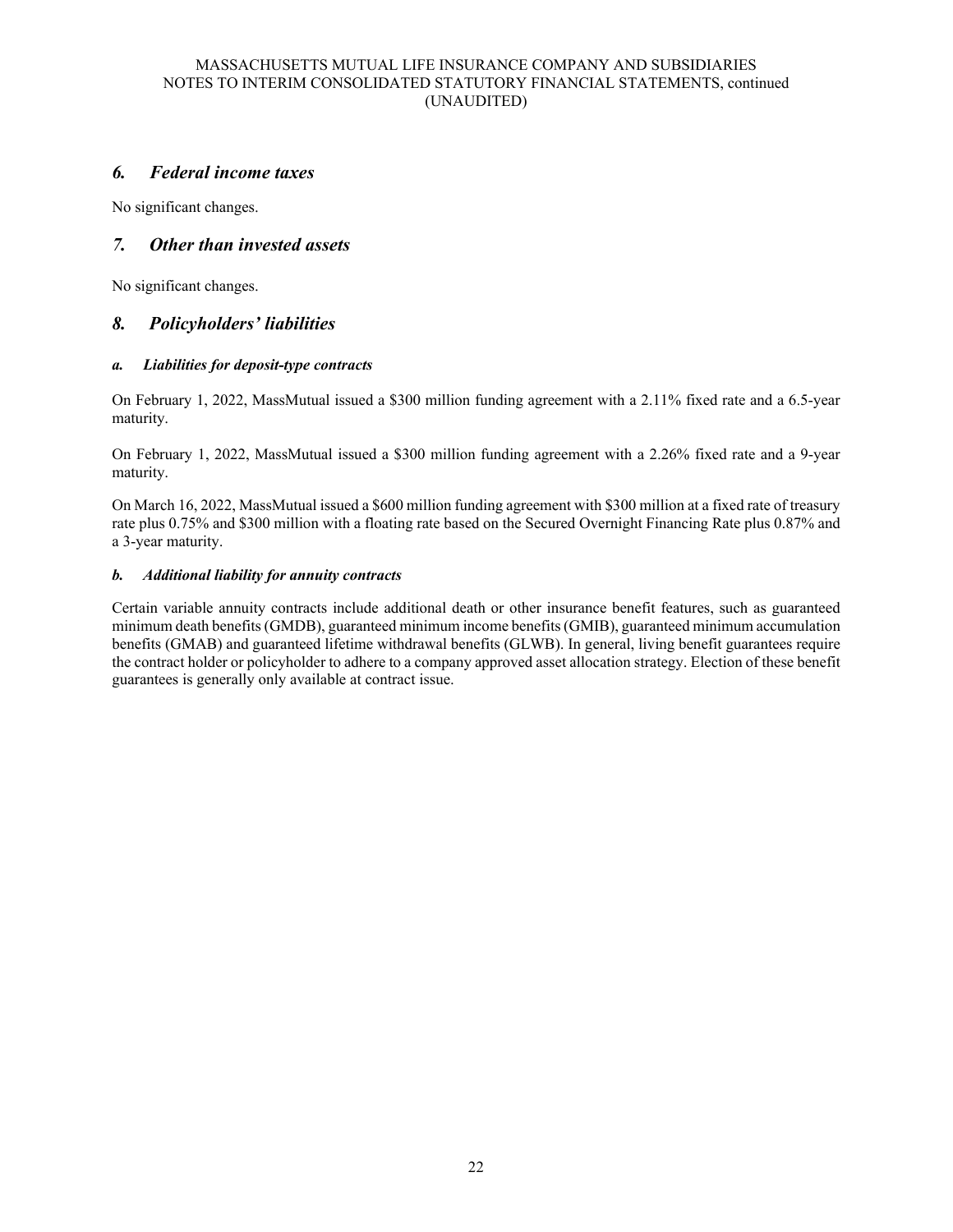## *6. Federal income taxes*

No significant changes.

## *7. Other than invested assets*

No significant changes.

## *8. Policyholders' liabilities*

### ***a. Liabilities for deposit-type contracts***

On February 1, 2022, MassMutual issued a $300 million funding agreement with a 2.11% fixed rate and a 6.5-year maturity.

On February 1, 2022, MassMutual issued a $300 million funding agreement with a 2.26% fixed rate and a 9-year maturity.

On March 16, 2022, MassMutual issued a $600 million funding agreement with $300 million at a fixed rate of treasury rate plus 0.75% and $300 million with a floating rate based on the Secured Overnight Financing Rate plus 0.87% and a 3-year maturity.

### ***b. Additional liability for annuity contracts***

Certain variable annuity contracts include additional death or other insurance benefit features, such as guaranteed minimum death benefits (GMDB), guaranteed minimum income benefits (GMIB), guaranteed minimum accumulation benefits (GMAB) and guaranteed lifetime withdrawal benefits (GLWB). In general, living benefit guarantees require the contract holder or policyholder to adhere to a company approved asset allocation strategy. Election of these benefit guarantees is generally only available at contract issue.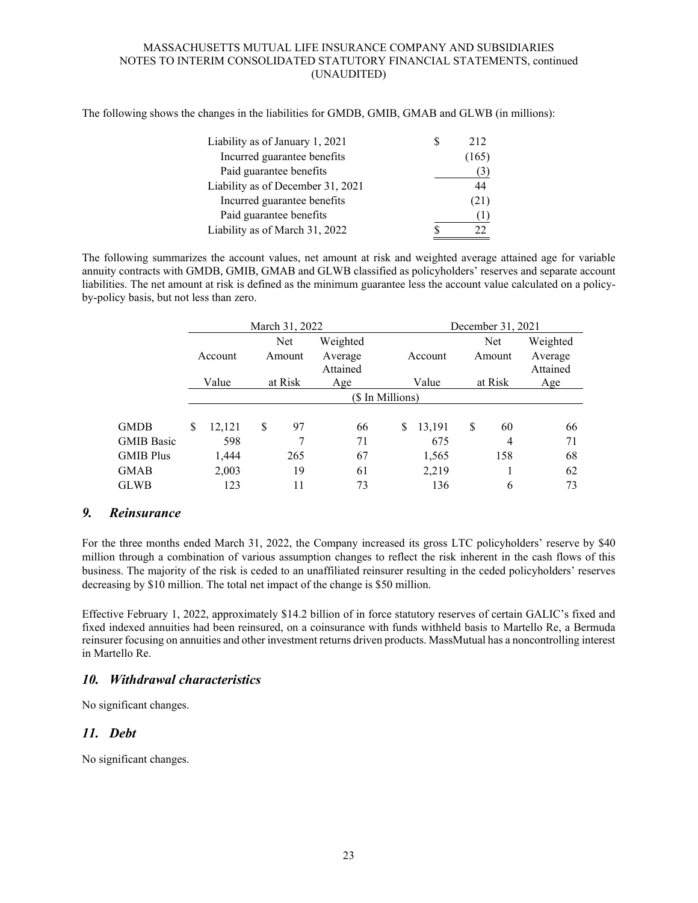The following shows the changes in the liabilities for GMDB, GMIB, GMAB and GLWB (in millions):

| | |
|---|---|
| Liability as of January 1, 2021 | $ 212 |
| Incurred guarantee benefits | (165) |
| Paid guarantee benefits | (3) |
| Liability as of December 31, 2021 | 44 |
| Incurred guarantee benefits | (21) |
| Paid guarantee benefits | (1) |
| Liability as of March 31, 2022 | $ 22 |

The following summarizes the account values, net amount at risk and weighted average attained age for variable annuity contracts with GMDB, GMIB, GMAB and GLWB classified as policyholders' reserves and separate account liabilities. The net amount at risk is defined as the minimum guarantee less the account value calculated on a policy-by-policy basis, but not less than zero.

| | March 31, 2022 | | | December 31, 2021 | | |
|---|---|---|---|---|---|---|
| | Account Value | Net Amount at Risk | Weighted Average Attained Age | Account Value | Net Amount at Risk | Weighted Average Attained Age |
| | ($ In Millions) | | | | | |
| GMDB | $ 12,121 | $ 97 | 66 | $ 13,191 | $ 60 | 66 |
| GMIB Basic | 598 | 7 | 71 | 675 | 4 | 71 |
| GMIB Plus | 1,444 | 265 | 67 | 1,565 | 158 | 68 |
| GMAB | 2,003 | 19 | 61 | 2,219 | 1 | 62 |
| GLWB | 123 | 11 | 73 | 136 | 6 | 73 |

## *9. Reinsurance*

For the three months ended March 31, 2022, the Company increased its gross LTC policyholders' reserve by $40 million through a combination of various assumption changes to reflect the risk inherent in the cash flows of this business. The majority of the risk is ceded to an unaffiliated reinsurer resulting in the ceded policyholders' reserves decreasing by $10 million. The total net impact of the change is $50 million.

Effective February 1, 2022, approximately $14.2 billion of in force statutory reserves of certain GALIC's fixed and fixed indexed annuities had been reinsured, on a coinsurance with funds withheld basis to Martello Re, a Bermuda reinsurer focusing on annuities and other investment returns driven products. MassMutual has a noncontrolling interest in Martello Re.

## *10. Withdrawal characteristics*

No significant changes.

## *11. Debt*

No significant changes.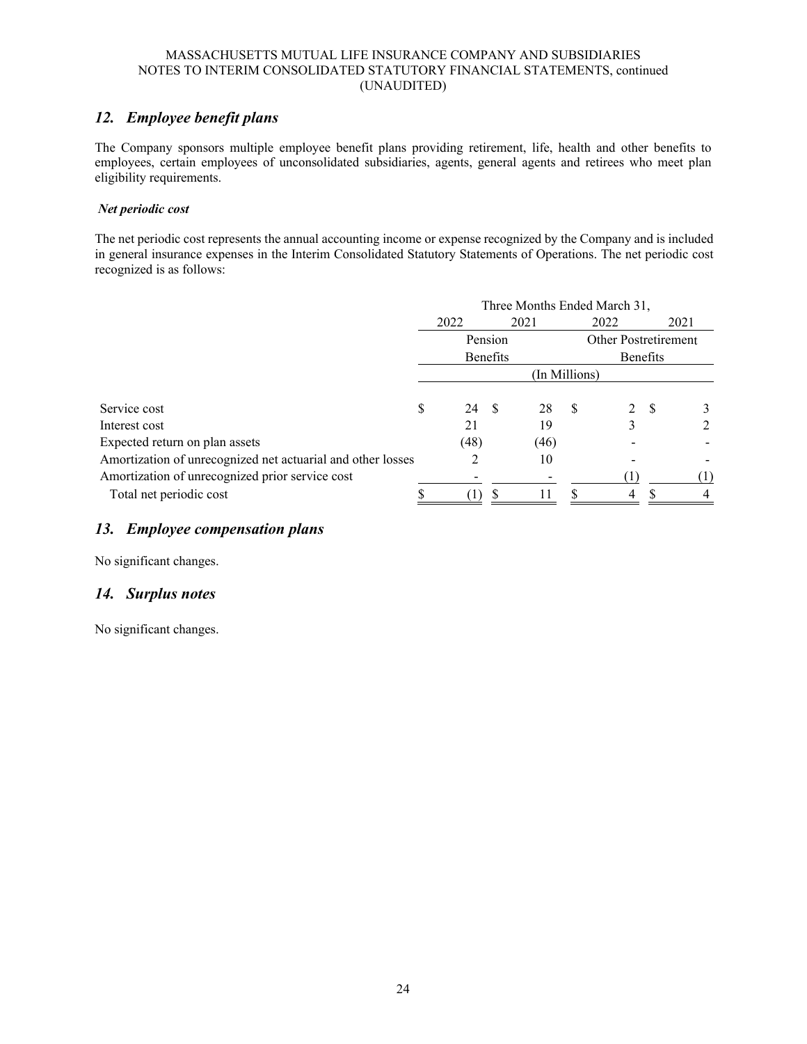## 12. *Employee benefit plans*

The Company sponsors multiple employee benefit plans providing retirement, life, health and other benefits to employees, certain employees of unconsolidated subsidiaries, agents, general agents and retirees who meet plan eligibility requirements.

***Net periodic cost***

The net periodic cost represents the annual accounting income or expense recognized by the Company and is included in general insurance expenses in the Interim Consolidated Statutory Statements of Operations. The net periodic cost recognized is as follows:

| | Three Months Ended March 31, | | | |
|---|---|---|---|---|
| | 2022 | 2021 | 2022 | 2021 |
| | Pension Benefits | | Other Postretirement Benefits | |
| | (In Millions) | | | |
| Service cost | $ 24 | $ 28 | $ 2 | $ 3 |
| Interest cost | 21 | 19 | 3 | 2 |
| Expected return on plan assets | (48) | (46) | - | - |
| Amortization of unrecognized net actuarial and other losses | 2 | 10 | - | - |
| Amortization of unrecognized prior service cost | - | - | (1) | (1) |
| Total net periodic cost | $ (1) | $ 11 | $ 4 | $ 4 |

## 13. *Employee compensation plans*

No significant changes.

## 14. *Surplus notes*

No significant changes.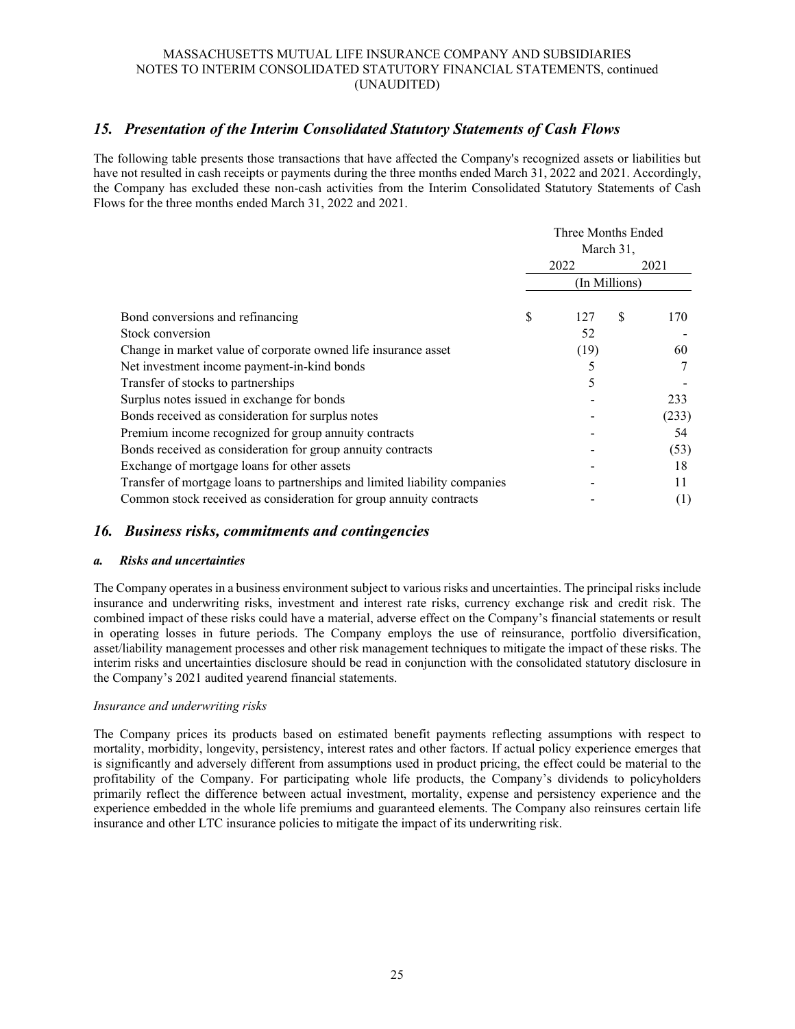## 15. Presentation of the Interim Consolidated Statutory Statements of Cash Flows

The following table presents those transactions that have affected the Company's recognized assets or liabilities but have not resulted in cash receipts or payments during the three months ended March 31, 2022 and 2021. Accordingly, the Company has excluded these non-cash activities from the Interim Consolidated Statutory Statements of Cash Flows for the three months ended March 31, 2022 and 2021.

| | Three Months Ended March 31, | |
|---|---|---|
| | 2022 | 2021 |
| | (In Millions) | |
| Bond conversions and refinancing | $ 127 | $ 170 |
| Stock conversion | 52 | - |
| Change in market value of corporate owned life insurance asset | (19) | 60 |
| Net investment income payment-in-kind bonds | 5 | 7 |
| Transfer of stocks to partnerships | 5 | - |
| Surplus notes issued in exchange for bonds | - | 233 |
| Bonds received as consideration for surplus notes | - | (233) |
| Premium income recognized for group annuity contracts | - | 54 |
| Bonds received as consideration for group annuity contracts | - | (53) |
| Exchange of mortgage loans for other assets | - | 18 |
| Transfer of mortgage loans to partnerships and limited liability companies | - | 11 |
| Common stock received as consideration for group annuity contracts | - | (1) |

## 16. Business risks, commitments and contingencies

### a. Risks and uncertainties

The Company operates in a business environment subject to various risks and uncertainties. The principal risks include insurance and underwriting risks, investment and interest rate risks, currency exchange risk and credit risk. The combined impact of these risks could have a material, adverse effect on the Company's financial statements or result in operating losses in future periods. The Company employs the use of reinsurance, portfolio diversification, asset/liability management processes and other risk management techniques to mitigate the impact of these risks. The interim risks and uncertainties disclosure should be read in conjunction with the consolidated statutory disclosure in the Company's 2021 audited yearend financial statements.

*Insurance and underwriting risks*

The Company prices its products based on estimated benefit payments reflecting assumptions with respect to mortality, morbidity, longevity, persistency, interest rates and other factors. If actual policy experience emerges that is significantly and adversely different from assumptions used in product pricing, the effect could be material to the profitability of the Company. For participating whole life products, the Company's dividends to policyholders primarily reflect the difference between actual investment, mortality, expense and persistency experience and the experience embedded in the whole life premiums and guaranteed elements. The Company also reinsures certain life insurance and other LTC insurance policies to mitigate the impact of its underwriting risk.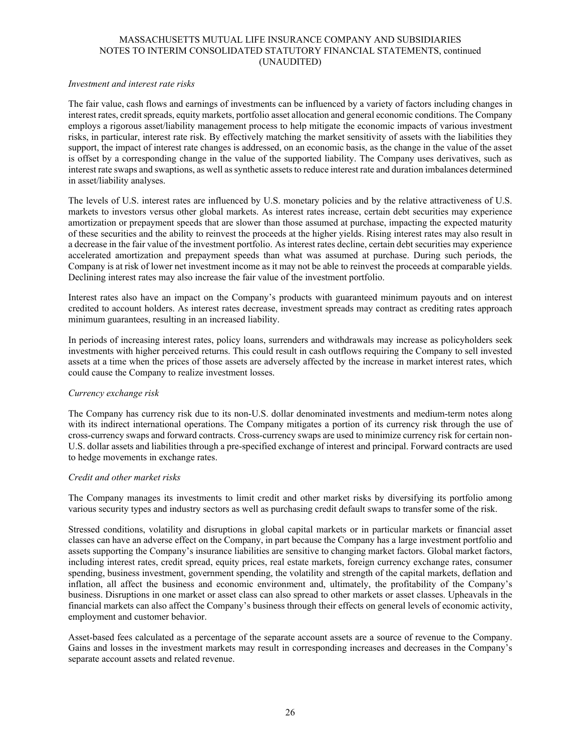*Investment and interest rate risks*

The fair value, cash flows and earnings of investments can be influenced by a variety of factors including changes in interest rates, credit spreads, equity markets, portfolio asset allocation and general economic conditions. The Company employs a rigorous asset/liability management process to help mitigate the economic impacts of various investment risks, in particular, interest rate risk. By effectively matching the market sensitivity of assets with the liabilities they support, the impact of interest rate changes is addressed, on an economic basis, as the change in the value of the asset is offset by a corresponding change in the value of the supported liability. The Company uses derivatives, such as interest rate swaps and swaptions, as well as synthetic assets to reduce interest rate and duration imbalances determined in asset/liability analyses.

The levels of U.S. interest rates are influenced by U.S. monetary policies and by the relative attractiveness of U.S. markets to investors versus other global markets. As interest rates increase, certain debt securities may experience amortization or prepayment speeds that are slower than those assumed at purchase, impacting the expected maturity of these securities and the ability to reinvest the proceeds at the higher yields. Rising interest rates may also result in a decrease in the fair value of the investment portfolio. As interest rates decline, certain debt securities may experience accelerated amortization and prepayment speeds than what was assumed at purchase. During such periods, the Company is at risk of lower net investment income as it may not be able to reinvest the proceeds at comparable yields. Declining interest rates may also increase the fair value of the investment portfolio.

Interest rates also have an impact on the Company's products with guaranteed minimum payouts and on interest credited to account holders. As interest rates decrease, investment spreads may contract as crediting rates approach minimum guarantees, resulting in an increased liability.

In periods of increasing interest rates, policy loans, surrenders and withdrawals may increase as policyholders seek investments with higher perceived returns. This could result in cash outflows requiring the Company to sell invested assets at a time when the prices of those assets are adversely affected by the increase in market interest rates, which could cause the Company to realize investment losses.

*Currency exchange risk*

The Company has currency risk due to its non-U.S. dollar denominated investments and medium-term notes along with its indirect international operations. The Company mitigates a portion of its currency risk through the use of cross-currency swaps and forward contracts. Cross-currency swaps are used to minimize currency risk for certain non-U.S. dollar assets and liabilities through a pre-specified exchange of interest and principal. Forward contracts are used to hedge movements in exchange rates.

*Credit and other market risks*

The Company manages its investments to limit credit and other market risks by diversifying its portfolio among various security types and industry sectors as well as purchasing credit default swaps to transfer some of the risk.

Stressed conditions, volatility and disruptions in global capital markets or in particular markets or financial asset classes can have an adverse effect on the Company, in part because the Company has a large investment portfolio and assets supporting the Company's insurance liabilities are sensitive to changing market factors. Global market factors, including interest rates, credit spread, equity prices, real estate markets, foreign currency exchange rates, consumer spending, business investment, government spending, the volatility and strength of the capital markets, deflation and inflation, all affect the business and economic environment and, ultimately, the profitability of the Company's business. Disruptions in one market or asset class can also spread to other markets or asset classes. Upheavals in the financial markets can also affect the Company's business through their effects on general levels of economic activity, employment and customer behavior.

Asset-based fees calculated as a percentage of the separate account assets are a source of revenue to the Company. Gains and losses in the investment markets may result in corresponding increases and decreases in the Company's separate account assets and related revenue.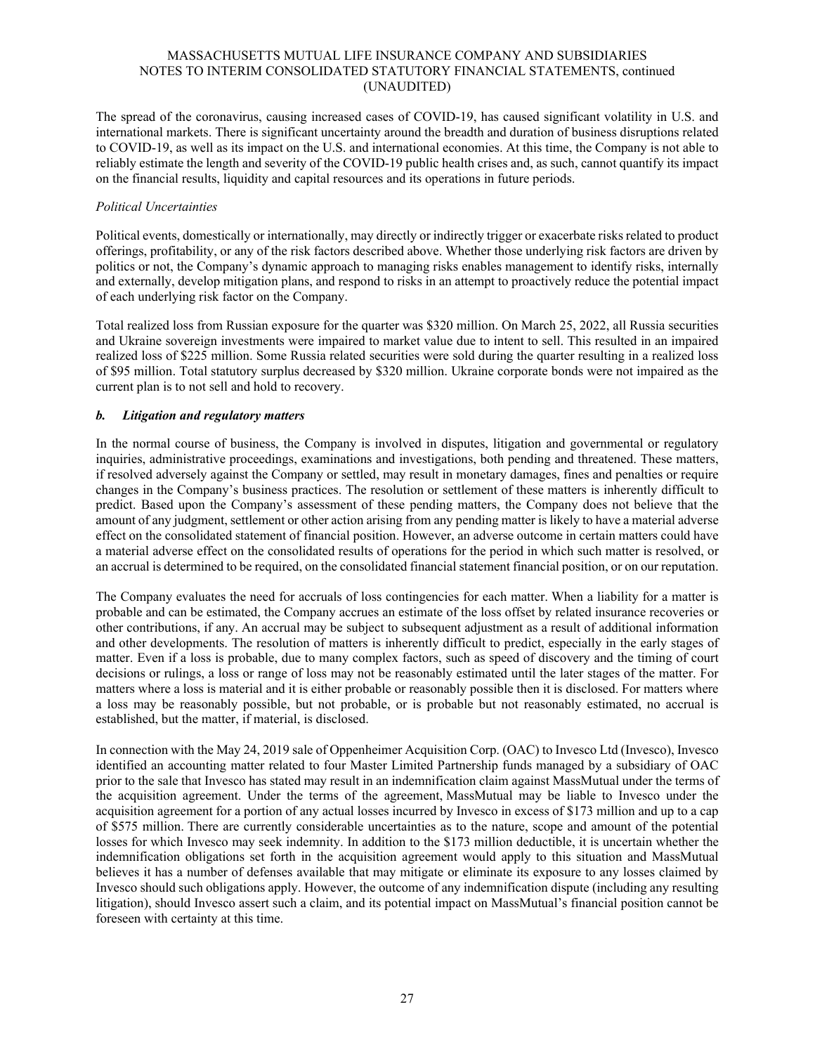The spread of the coronavirus, causing increased cases of COVID-19, has caused significant volatility in U.S. and international markets. There is significant uncertainty around the breadth and duration of business disruptions related to COVID-19, as well as its impact on the U.S. and international economies. At this time, the Company is not able to reliably estimate the length and severity of the COVID-19 public health crises and, as such, cannot quantify its impact on the financial results, liquidity and capital resources and its operations in future periods.

*Political Uncertainties*

Political events, domestically or internationally, may directly or indirectly trigger or exacerbate risks related to product offerings, profitability, or any of the risk factors described above. Whether those underlying risk factors are driven by politics or not, the Company's dynamic approach to managing risks enables management to identify risks, internally and externally, develop mitigation plans, and respond to risks in an attempt to proactively reduce the potential impact of each underlying risk factor on the Company.

Total realized loss from Russian exposure for the quarter was $320 million. On March 25, 2022, all Russia securities and Ukraine sovereign investments were impaired to market value due to intent to sell. This resulted in an impaired realized loss of $225 million. Some Russia related securities were sold during the quarter resulting in a realized loss of $95 million. Total statutory surplus decreased by $320 million. Ukraine corporate bonds were not impaired as the current plan is to not sell and hold to recovery.

***b. Litigation and regulatory matters***

In the normal course of business, the Company is involved in disputes, litigation and governmental or regulatory inquiries, administrative proceedings, examinations and investigations, both pending and threatened. These matters, if resolved adversely against the Company or settled, may result in monetary damages, fines and penalties or require changes in the Company's business practices. The resolution or settlement of these matters is inherently difficult to predict. Based upon the Company's assessment of these pending matters, the Company does not believe that the amount of any judgment, settlement or other action arising from any pending matter is likely to have a material adverse effect on the consolidated statement of financial position. However, an adverse outcome in certain matters could have a material adverse effect on the consolidated results of operations for the period in which such matter is resolved, or an accrual is determined to be required, on the consolidated financial statement financial position, or on our reputation.

The Company evaluates the need for accruals of loss contingencies for each matter. When a liability for a matter is probable and can be estimated, the Company accrues an estimate of the loss offset by related insurance recoveries or other contributions, if any. An accrual may be subject to subsequent adjustment as a result of additional information and other developments. The resolution of matters is inherently difficult to predict, especially in the early stages of matter. Even if a loss is probable, due to many complex factors, such as speed of discovery and the timing of court decisions or rulings, a loss or range of loss may not be reasonably estimated until the later stages of the matter. For matters where a loss is material and it is either probable or reasonably possible then it is disclosed. For matters where a loss may be reasonably possible, but not probable, or is probable but not reasonably estimated, no accrual is established, but the matter, if material, is disclosed.

In connection with the May 24, 2019 sale of Oppenheimer Acquisition Corp. (OAC) to Invesco Ltd (Invesco), Invesco identified an accounting matter related to four Master Limited Partnership funds managed by a subsidiary of OAC prior to the sale that Invesco has stated may result in an indemnification claim against MassMutual under the terms of the acquisition agreement. Under the terms of the agreement, MassMutual may be liable to Invesco under the acquisition agreement for a portion of any actual losses incurred by Invesco in excess of $173 million and up to a cap of $575 million. There are currently considerable uncertainties as to the nature, scope and amount of the potential losses for which Invesco may seek indemnity. In addition to the $173 million deductible, it is uncertain whether the indemnification obligations set forth in the acquisition agreement would apply to this situation and MassMutual believes it has a number of defenses available that may mitigate or eliminate its exposure to any losses claimed by Invesco should such obligations apply. However, the outcome of any indemnification dispute (including any resulting litigation), should Invesco assert such a claim, and its potential impact on MassMutual's financial position cannot be foreseen with certainty at this time.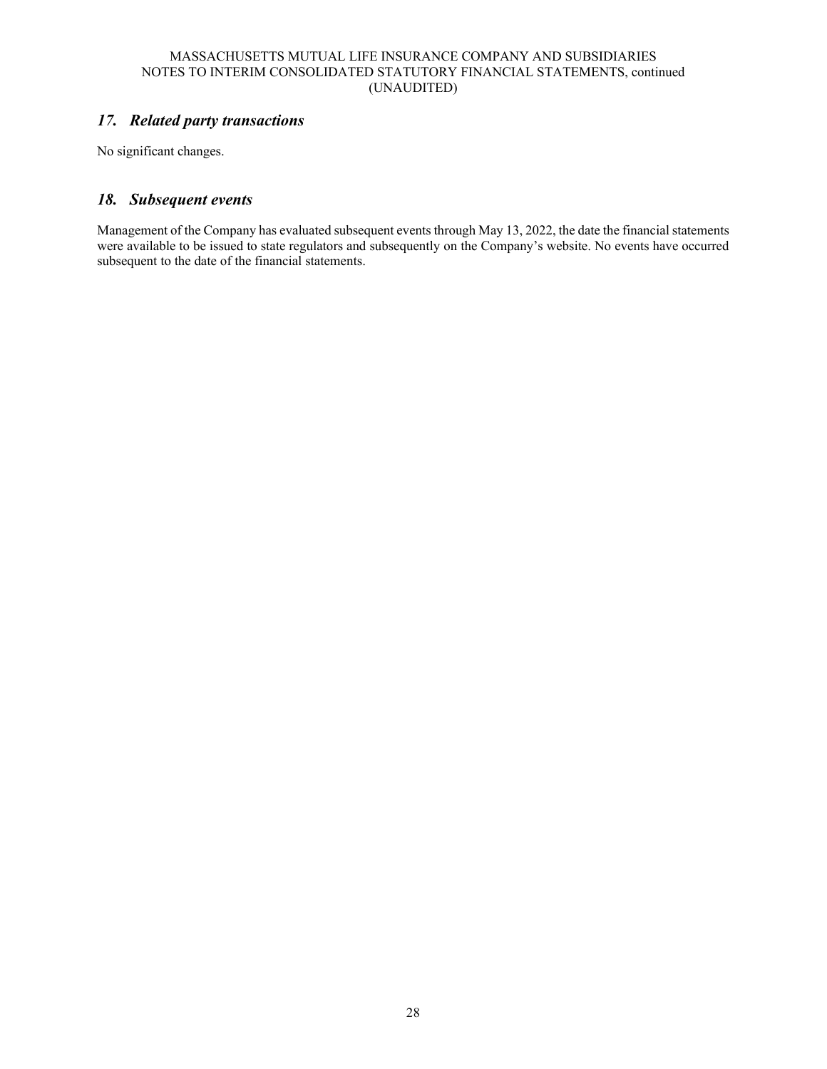## *17. Related party transactions*

No significant changes.

## *18. Subsequent events*

Management of the Company has evaluated subsequent events through May 13, 2022, the date the financial statements were available to be issued to state regulators and subsequently on the Company's website. No events have occurred subsequent to the date of the financial statements.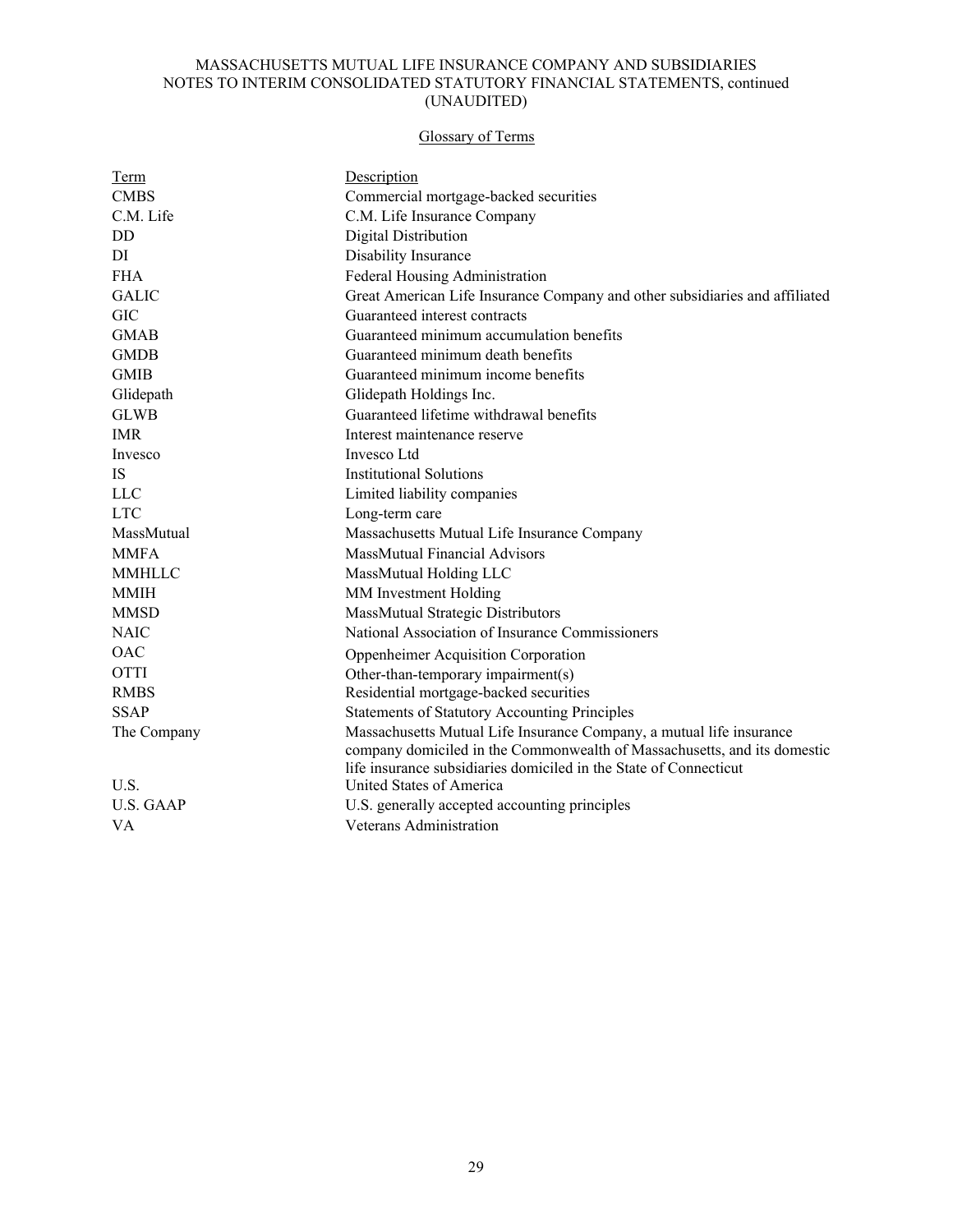## Glossary of Terms

| Term | Description |
| --- | --- |
| CMBS | Commercial mortgage-backed securities |
| C.M. Life | C.M. Life Insurance Company |
| DD | Digital Distribution |
| DI | Disability Insurance |
| FHA | Federal Housing Administration |
| GALIC | Great American Life Insurance Company and other subsidiaries and affiliated |
| GIC | Guaranteed interest contracts |
| GMAB | Guaranteed minimum accumulation benefits |
| GMDB | Guaranteed minimum death benefits |
| GMIB | Guaranteed minimum income benefits |
| Glidepath | Glidepath Holdings Inc. |
| GLWB | Guaranteed lifetime withdrawal benefits |
| IMR | Interest maintenance reserve |
| Invesco | Invesco Ltd |
| IS | Institutional Solutions |
| LLC | Limited liability companies |
| LTC | Long-term care |
| MassMutual | Massachusetts Mutual Life Insurance Company |
| MMFA | MassMutual Financial Advisors |
| MMHLLC | MassMutual Holding LLC |
| MMIH | MM Investment Holding |
| MMSD | MassMutual Strategic Distributors |
| NAIC | National Association of Insurance Commissioners |
| OAC | Oppenheimer Acquisition Corporation |
| OTTI | Other-than-temporary impairment(s) |
| RMBS | Residential mortgage-backed securities |
| SSAP | Statements of Statutory Accounting Principles |
| The Company | Massachusetts Mutual Life Insurance Company, a mutual life insurance company domiciled in the Commonwealth of Massachusetts, and its domestic life insurance subsidiaries domiciled in the State of Connecticut |
| U.S. | United States of America |
| U.S. GAAP | U.S. generally accepted accounting principles |
| VA | Veterans Administration |